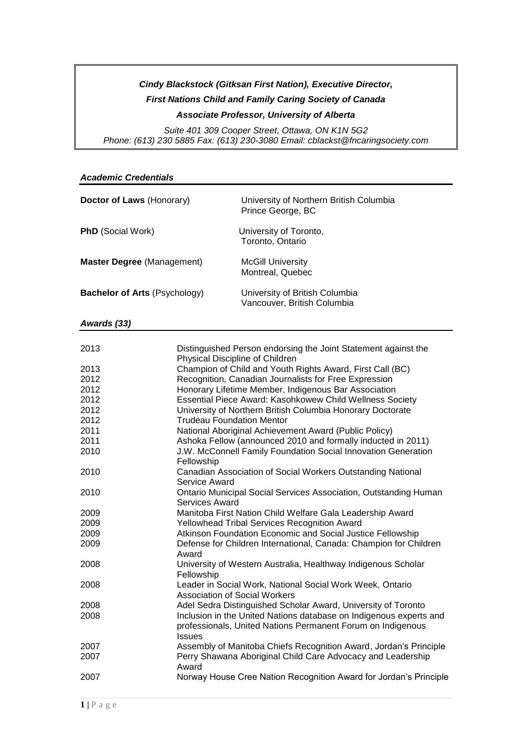***Cindy Blackstock (Gitksan First Nation), Executive Director,***

***First Nations Child and Family Caring Society of Canada***

***Associate Professor, University of Alberta***

*Suite 401 309 Cooper Street, Ottawa, ON K1N 5G2*
*Phone: (613) 230 5885 Fax: (613) 230-3080 Email: cblackst@fncaringsociety.com*

## *Academic Credentials*

| | |
|---|---|
| **Doctor of Laws** (Honorary) | University of Northern British Columbia<br>Prince George, BC |
| **PhD** (Social Work) | University of Toronto,<br>Toronto, Ontario |
| **Master Degree** (Management) | McGill University<br>Montreal, Quebec |
| **Bachelor of Arts** (Psychology) | University of British Columbia<br>Vancouver, British Columbia |

## *Awards (33)*

| | |
|---|---|
| 2013 | Distinguished Person endorsing the Joint Statement against the Physical Discipline of Children |
| 2013 | Champion of Child and Youth Rights Award, First Call (BC) |
| 2012 | Recognition, Canadian Journalists for Free Expression |
| 2012 | Honorary Lifetime Member, Indigenous Bar Association |
| 2012 | Essential Piece Award: Kasohkowew Child Wellness Society |
| 2012 | University of Northern British Columbia Honorary Doctorate |
| 2012 | Trudeau Foundation Mentor |
| 2011 | National Aboriginal Achievement Award (Public Policy) |
| 2011 | Ashoka Fellow (announced 2010 and formally inducted in 2011) |
| 2010 | J.W. McConnell Family Foundation Social Innovation Generation Fellowship |
| 2010 | Canadian Association of Social Workers Outstanding National Service Award |
| 2010 | Ontario Municipal Social Services Association, Outstanding Human Services Award |
| 2009 | Manitoba First Nation Child Welfare Gala Leadership Award |
| 2009 | Yellowhead Tribal Services Recognition Award |
| 2009 | Atkinson Foundation Economic and Social Justice Fellowship |
| 2009 | Defense for Children International, Canada: Champion for Children Award |
| 2008 | University of Western Australia, Healthway Indigenous Scholar Fellowship |
| 2008 | Leader in Social Work, National Social Work Week, Ontario Association of Social Workers |
| 2008 | Adel Sedra Distinguished Scholar Award, University of Toronto |
| 2008 | Inclusion in the United Nations database on Indigenous experts and professionals, United Nations Permanent Forum on Indigenous Issues |
| 2007 | Assembly of Manitoba Chiefs Recognition Award, Jordan's Principle |
| 2007 | Perry Shawana Aboriginal Child Care Advocacy and Leadership Award |
| 2007 | Norway House Cree Nation Recognition Award for Jordan's Principle |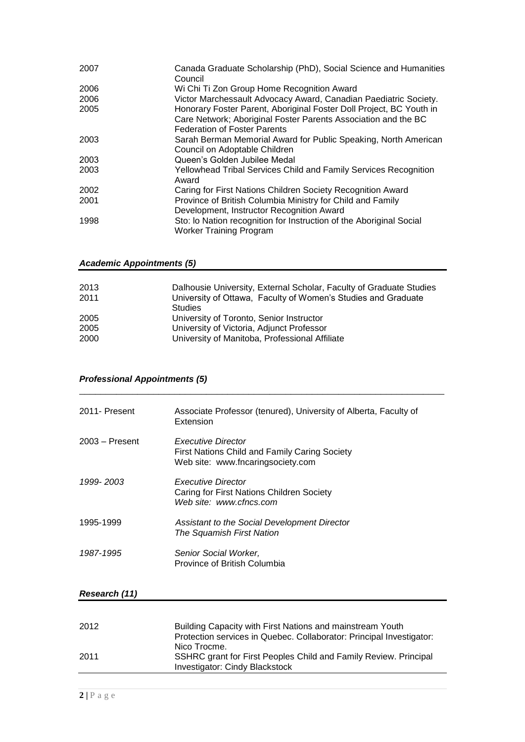| | |
|---|---|
| 2007 | Canada Graduate Scholarship (PhD), Social Science and Humanities Council |
| 2006 | Wi Chi Ti Zon Group Home Recognition Award |
| 2006 | Victor Marchessault Advocacy Award, Canadian Paediatric Society. |
| 2005 | Honorary Foster Parent, Aboriginal Foster Doll Project, BC Youth in Care Network; Aboriginal Foster Parents Association and the BC Federation of Foster Parents |
| 2003 | Sarah Berman Memorial Award for Public Speaking, North American Council on Adoptable Children |
| 2003 | Queen's Golden Jubilee Medal |
| 2003 | Yellowhead Tribal Services Child and Family Services Recognition Award |
| 2002 | Caring for First Nations Children Society Recognition Award |
| 2001 | Province of British Columbia Ministry for Child and Family Development, Instructor Recognition Award |
| 1998 | Sto: lo Nation recognition for Instruction of the Aboriginal Social Worker Training Program |

### *Academic Appointments (5)*

| | |
|---|---|
| 2013 | Dalhousie University, External Scholar, Faculty of Graduate Studies |
| 2011 | University of Ottawa, Faculty of Women's Studies and Graduate Studies |
| 2005 | University of Toronto, Senior Instructor |
| 2005 | University of Victoria, Adjunct Professor |
| 2000 | University of Manitoba, Professional Affiliate |

### *Professional Appointments (5)*

| | |
|---|---|
| 2011- Present | Associate Professor (tenured), University of Alberta, Faculty of Extension |
| 2003 – Present | *Executive Director*<br>First Nations Child and Family Caring Society<br>Web site: www.fncaringsociety.com |
| *1999- 2003* | *Executive Director*<br>Caring for First Nations Children Society<br>*Web site: www.cfncs.com* |
| 1995-1999 | *Assistant to the Social Development Director*<br>*The Squamish First Nation* |
| *1987-1995* | *Senior Social Worker,*<br>Province of British Columbia |

### *Research (11)*

| | |
|---|---|
| 2012 | Building Capacity with First Nations and mainstream Youth Protection services in Quebec. Collaborator: Principal Investigator: Nico Trocme. |
| 2011 | SSHRC grant for First Peoples Child and Family Review. Principal Investigator: Cindy Blackstock |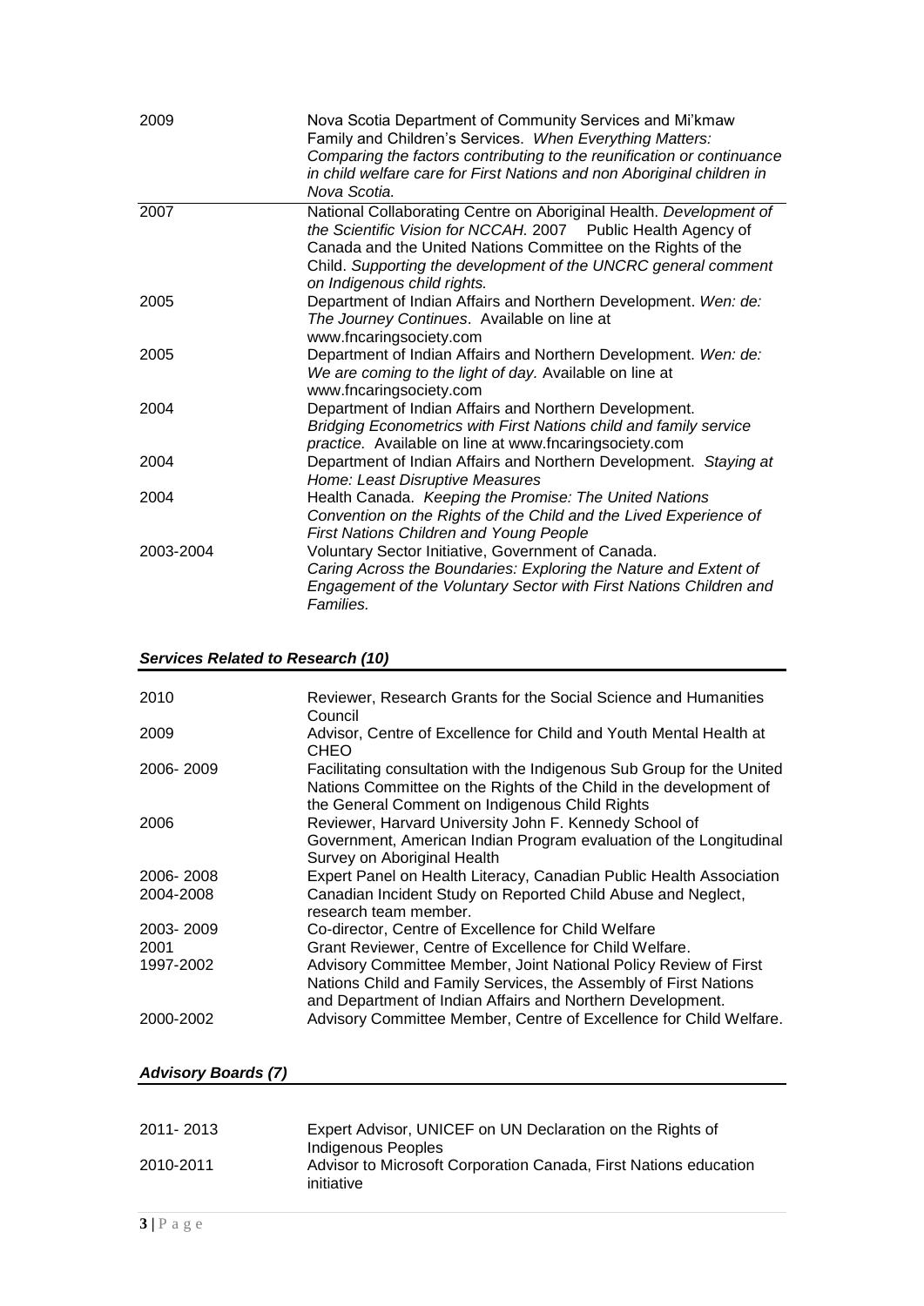| | |
|---|---|
| 2009 | Nova Scotia Department of Community Services and Mi'kmaw Family and Children's Services. *When Everything Matters: Comparing the factors contributing to the reunification or continuance in child welfare care for First Nations and non Aboriginal children in Nova Scotia.* |
| 2007 | National Collaborating Centre on Aboriginal Health. *Development of the Scientific Vision for NCCAH.* 2007 Public Health Agency of Canada and the United Nations Committee on the Rights of the Child. *Supporting the development of the UNCRC general comment on Indigenous child rights.* |
| 2005 | Department of Indian Affairs and Northern Development. *Wen: de: The Journey Continues*. Available on line at www.fncaringsociety.com |
| 2005 | Department of Indian Affairs and Northern Development. *Wen: de: We are coming to the light of day.* Available on line at www.fncaringsociety.com |
| 2004 | Department of Indian Affairs and Northern Development. *Bridging Econometrics with First Nations child and family service practice.* Available on line at www.fncaringsociety.com |
| 2004 | Department of Indian Affairs and Northern Development. *Staying at Home: Least Disruptive Measures* |
| 2004 | Health Canada. *Keeping the Promise: The United Nations Convention on the Rights of the Child and the Lived Experience of First Nations Children and Young People* |
| 2003-2004 | Voluntary Sector Initiative, Government of Canada. *Caring Across the Boundaries: Exploring the Nature and Extent of Engagement of the Voluntary Sector with First Nations Children and Families.* |

### ***Services Related to Research (10)***

| | |
|---|---|
| 2010 | Reviewer, Research Grants for the Social Science and Humanities Council |
| 2009 | Advisor, Centre of Excellence for Child and Youth Mental Health at CHEO |
| 2006- 2009 | Facilitating consultation with the Indigenous Sub Group for the United Nations Committee on the Rights of the Child in the development of the General Comment on Indigenous Child Rights |
| 2006 | Reviewer, Harvard University John F. Kennedy School of Government, American Indian Program evaluation of the Longitudinal Survey on Aboriginal Health |
| 2006- 2008 | Expert Panel on Health Literacy, Canadian Public Health Association |
| 2004-2008 | Canadian Incident Study on Reported Child Abuse and Neglect, research team member. |
| 2003- 2009 | Co-director, Centre of Excellence for Child Welfare |
| 2001 | Grant Reviewer, Centre of Excellence for Child Welfare. |
| 1997-2002 | Advisory Committee Member, Joint National Policy Review of First Nations Child and Family Services, the Assembly of First Nations and Department of Indian Affairs and Northern Development. |
| 2000-2002 | Advisory Committee Member, Centre of Excellence for Child Welfare. |

### ***Advisory Boards (7)***

| | |
|---|---|
| 2011- 2013 | Expert Advisor, UNICEF on UN Declaration on the Rights of Indigenous Peoples |
| 2010-2011 | Advisor to Microsoft Corporation Canada, First Nations education initiative |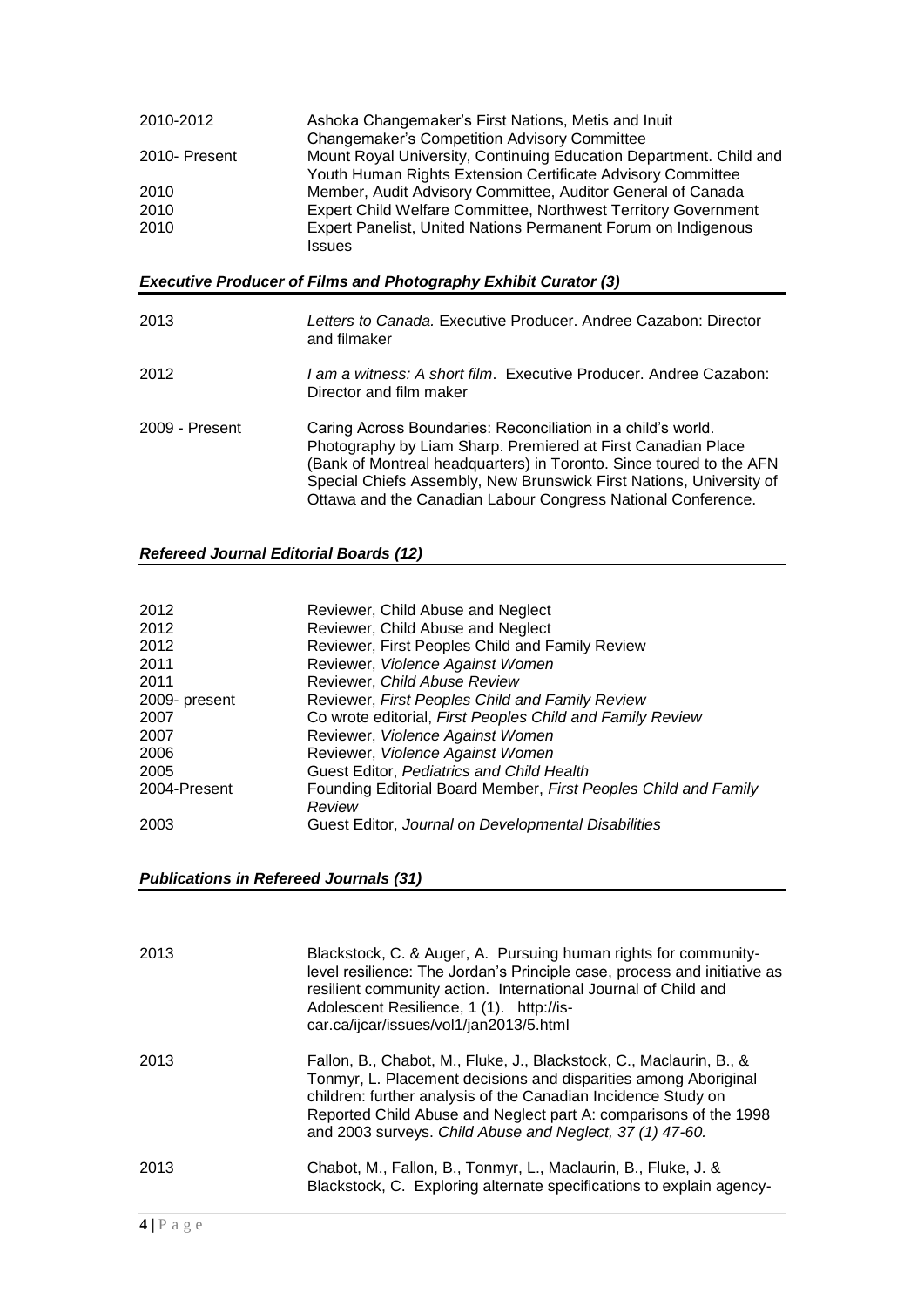| | |
|---|---|
| 2010-2012 | Ashoka Changemaker's First Nations, Metis and Inuit Changemaker's Competition Advisory Committee |
| 2010- Present | Mount Royal University, Continuing Education Department. Child and Youth Human Rights Extension Certificate Advisory Committee |
| 2010 | Member, Audit Advisory Committee, Auditor General of Canada |
| 2010 | Expert Child Welfare Committee, Northwest Territory Government |
| 2010 | Expert Panelist, United Nations Permanent Forum on Indigenous Issues |

### *Executive Producer of Films and Photography Exhibit Curator (3)*

| | |
|---|---|
| 2013 | *Letters to Canada.* Executive Producer. Andree Cazabon: Director and filmaker |
| 2012 | *I am a witness: A short film*. Executive Producer. Andree Cazabon: Director and film maker |
| 2009 - Present | Caring Across Boundaries: Reconciliation in a child's world. Photography by Liam Sharp. Premiered at First Canadian Place (Bank of Montreal headquarters) in Toronto. Since toured to the AFN Special Chiefs Assembly, New Brunswick First Nations, University of Ottawa and the Canadian Labour Congress National Conference. |

### *Refereed Journal Editorial Boards (12)*

| | |
|---|---|
| 2012 | Reviewer, Child Abuse and Neglect |
| 2012 | Reviewer, Child Abuse and Neglect |
| 2012 | Reviewer, First Peoples Child and Family Review |
| 2011 | Reviewer, *Violence Against Women* |
| 2011 | Reviewer, *Child Abuse Review* |
| 2009- present | Reviewer, *First Peoples Child and Family Review* |
| 2007 | Co wrote editorial, *First Peoples Child and Family Review* |
| 2007 | Reviewer, *Violence Against Women* |
| 2006 | Reviewer, *Violence Against Women* |
| 2005 | Guest Editor, *Pediatrics and Child Health* |
| 2004-Present | Founding Editorial Board Member, *First Peoples Child and Family Review* |
| 2003 | Guest Editor, *Journal on Developmental Disabilities* |

### *Publications in Refereed Journals (31)*

| | |
|---|---|
| 2013 | Blackstock, C. & Auger, A. Pursuing human rights for community-level resilience: The Jordan's Principle case, process and initiative as resilient community action. International Journal of Child and Adolescent Resilience, 1 (1). http://is-car.ca/ijcar/issues/vol1/jan2013/5.html |
| 2013 | Fallon, B., Chabot, M., Fluke, J., Blackstock, C., Maclaurin, B., & Tonmyr, L. Placement decisions and disparities among Aboriginal children: further analysis of the Canadian Incidence Study on Reported Child Abuse and Neglect part A: comparisons of the 1998 and 2003 surveys. *Child Abuse and Neglect, 37 (1) 47-60.* |
| 2013 | Chabot, M., Fallon, B., Tonmyr, L., Maclaurin, B., Fluke, J. & Blackstock, C. Exploring alternate specifications to explain agency- |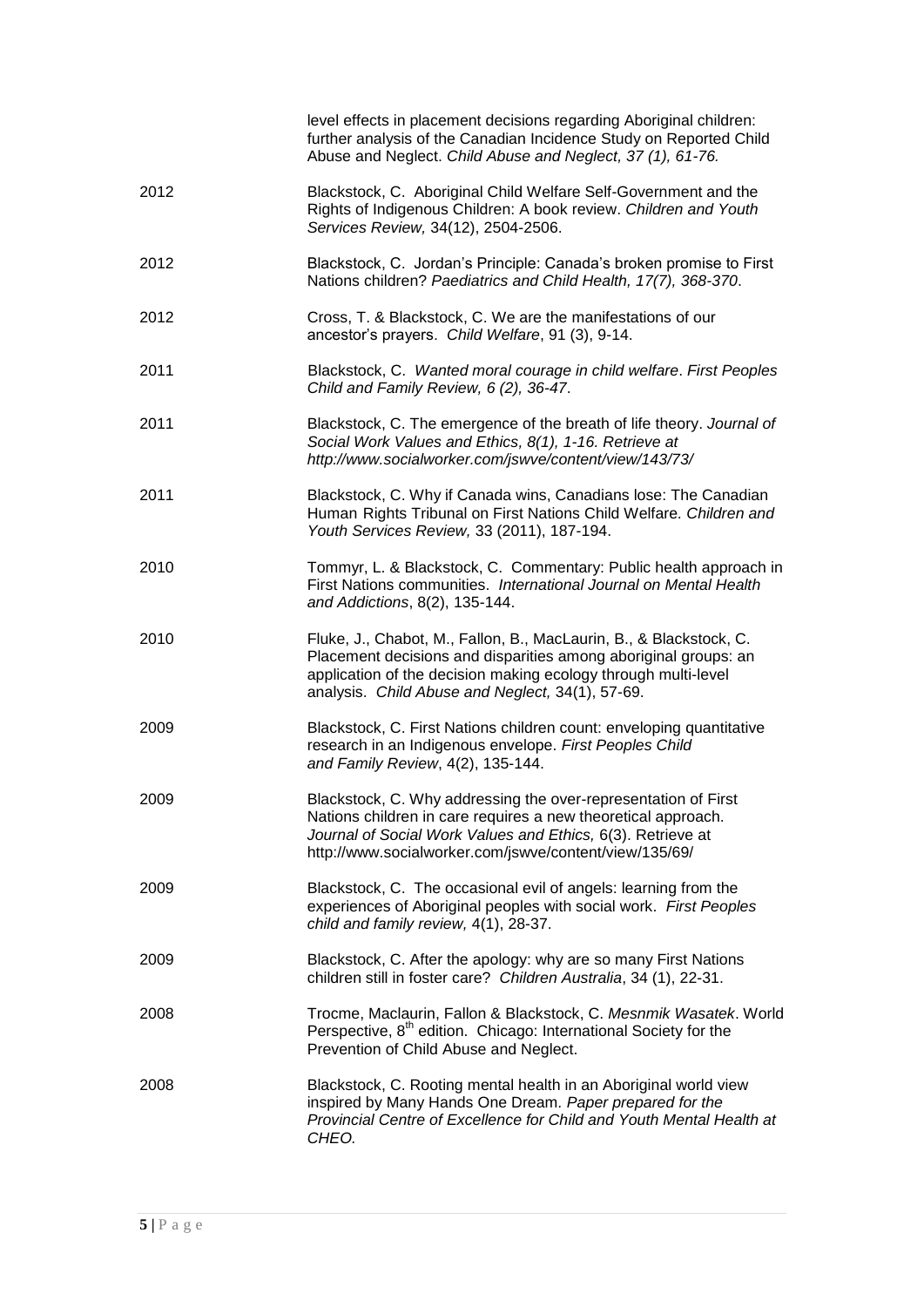| | |
|---|---|
| | level effects in placement decisions regarding Aboriginal children: further analysis of the Canadian Incidence Study on Reported Child Abuse and Neglect. *Child Abuse and Neglect, 37 (1), 61-76.* |
| 2012 | Blackstock, C. Aboriginal Child Welfare Self-Government and the Rights of Indigenous Children: A book review. *Children and Youth Services Review,* 34(12), 2504-2506. |
| 2012 | Blackstock, C. Jordan's Principle: Canada's broken promise to First Nations children? *Paediatrics and Child Health, 17(7), 368-370*. |
| 2012 | Cross, T. & Blackstock, C. We are the manifestations of our ancestor's prayers. *Child Welfare*, 91 (3), 9-14. |
| 2011 | Blackstock, C. *Wanted moral courage in child welfare*. *First Peoples Child and Family Review, 6 (2), 36-47*. |
| 2011 | Blackstock, C. The emergence of the breath of life theory. *Journal of Social Work Values and Ethics, 8(1), 1-16. Retrieve at http://www.socialworker.com/jswve/content/view/143/73/* |
| 2011 | Blackstock, C. Why if Canada wins, Canadians lose: The Canadian Human Rights Tribunal on First Nations Child Welfare. *Children and Youth Services Review,* 33 (2011), 187-194. |
| 2010 | Tommyr, L. & Blackstock, C. Commentary: Public health approach in First Nations communities. *International Journal on Mental Health and Addictions*, 8(2), 135-144. |
| 2010 | Fluke, J., Chabot, M., Fallon, B., MacLaurin, B., & Blackstock, C. Placement decisions and disparities among aboriginal groups: an application of the decision making ecology through multi-level analysis. *Child Abuse and Neglect,* 34(1), 57-69. |
| 2009 | Blackstock, C. First Nations children count: enveloping quantitative research in an Indigenous envelope. *First Peoples Child and Family Review*, 4(2), 135-144. |
| 2009 | Blackstock, C. Why addressing the over-representation of First Nations children in care requires a new theoretical approach. *Journal of Social Work Values and Ethics,* 6(3). Retrieve at http://www.socialworker.com/jswve/content/view/135/69/ |
| 2009 | Blackstock, C. The occasional evil of angels: learning from the experiences of Aboriginal peoples with social work. *First Peoples child and family review,* 4(1), 28-37. |
| 2009 | Blackstock, C. After the apology: why are so many First Nations children still in foster care? *Children Australia*, 34 (1), 22-31. |
| 2008 | Trocme, Maclaurin, Fallon & Blackstock, C. *Mesnmik Wasatek*. World Perspective, 8th edition. Chicago: International Society for the Prevention of Child Abuse and Neglect. |
| 2008 | Blackstock, C. Rooting mental health in an Aboriginal world view inspired by Many Hands One Dream. *Paper prepared for the Provincial Centre of Excellence for Child and Youth Mental Health at CHEO.* |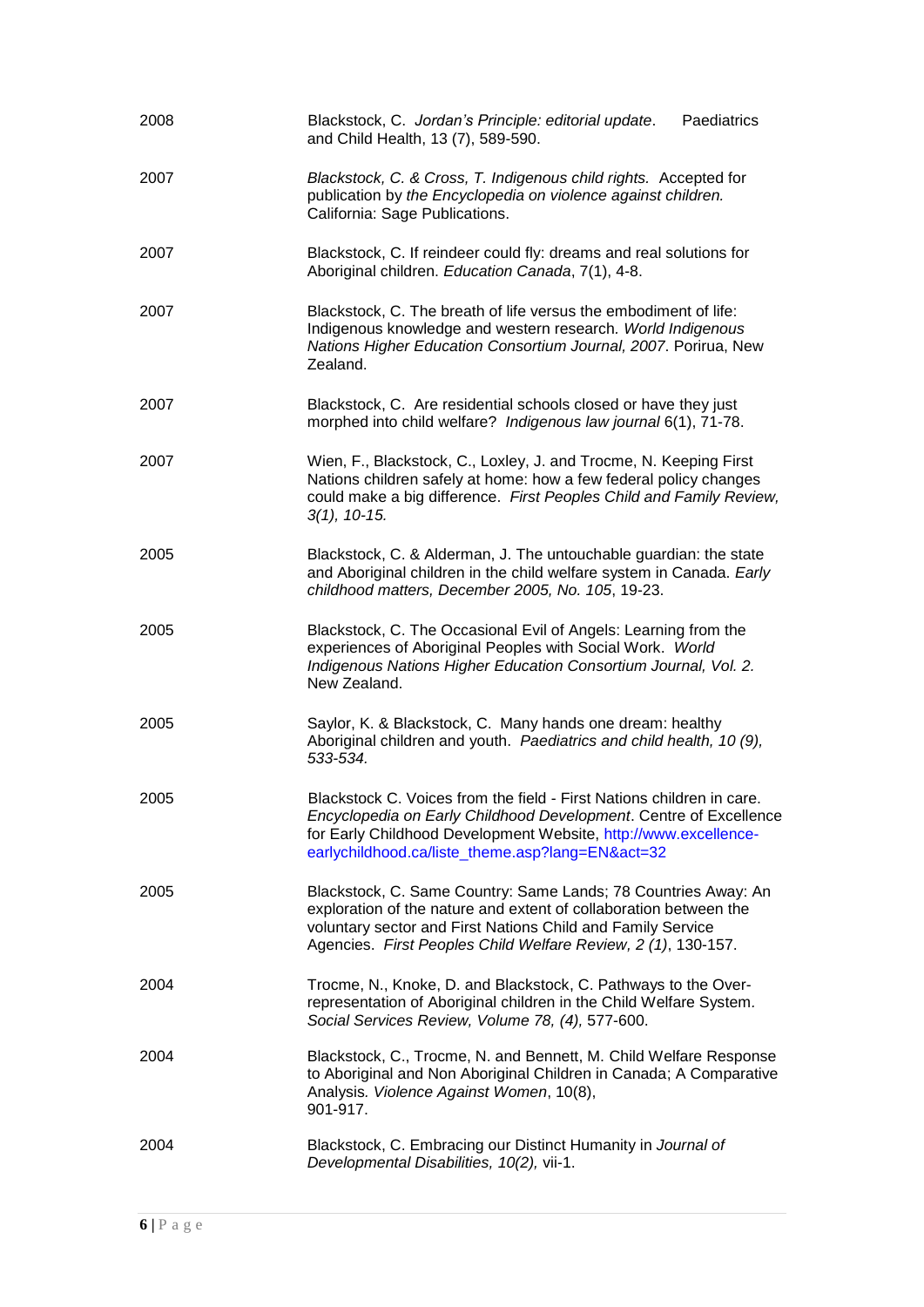| | |
|---|---|
| 2008 | Blackstock, C. *Jordan's Principle: editorial update*. Paediatrics and Child Health, 13 (7), 589-590. |
| 2007 | *Blackstock, C. & Cross, T. Indigenous child rights.* Accepted for publication by *the Encyclopedia on violence against children.* California: Sage Publications. |
| 2007 | Blackstock, C. If reindeer could fly: dreams and real solutions for Aboriginal children. *Education Canada*, 7(1), 4-8. |
| 2007 | Blackstock, C. The breath of life versus the embodiment of life: Indigenous knowledge and western research. *World Indigenous Nations Higher Education Consortium Journal, 2007*. Porirua, New Zealand. |
| 2007 | Blackstock, C. Are residential schools closed or have they just morphed into child welfare? *Indigenous law journal* 6(1), 71-78. |
| 2007 | Wien, F., Blackstock, C., Loxley, J. and Trocme, N. Keeping First Nations children safely at home: how a few federal policy changes could make a big difference. *First Peoples Child and Family Review, 3(1), 10-15.* |
| 2005 | Blackstock, C. & Alderman, J. The untouchable guardian: the state and Aboriginal children in the child welfare system in Canada. *Early childhood matters, December 2005, No. 105*, 19-23. |
| 2005 | Blackstock, C. The Occasional Evil of Angels: Learning from the experiences of Aboriginal Peoples with Social Work. *World Indigenous Nations Higher Education Consortium Journal, Vol. 2.* New Zealand. |
| 2005 | Saylor, K. & Blackstock, C. Many hands one dream: healthy Aboriginal children and youth. *Paediatrics and child health, 10 (9), 533-534.* |
| 2005 | Blackstock C. Voices from the field - First Nations children in care. *Encyclopedia on Early Childhood Development*. Centre of Excellence for Early Childhood Development Website, http://www.excellence-earlychildhood.ca/liste_theme.asp?lang=EN&act=32 |
| 2005 | Blackstock, C. Same Country: Same Lands; 78 Countries Away: An exploration of the nature and extent of collaboration between the voluntary sector and First Nations Child and Family Service Agencies. *First Peoples Child Welfare Review, 2 (1)*, 130-157. |
| 2004 | Trocme, N., Knoke, D. and Blackstock, C. Pathways to the Over-representation of Aboriginal children in the Child Welfare System. *Social Services Review, Volume 78, (4),* 577-600. |
| 2004 | Blackstock, C., Trocme, N. and Bennett, M. Child Welfare Response to Aboriginal and Non Aboriginal Children in Canada; A Comparative Analysis. *Violence Against Women*, 10(8), 901-917. |
| 2004 | Blackstock, C. Embracing our Distinct Humanity in *Journal of Developmental Disabilities, 10(2),* vii-1. |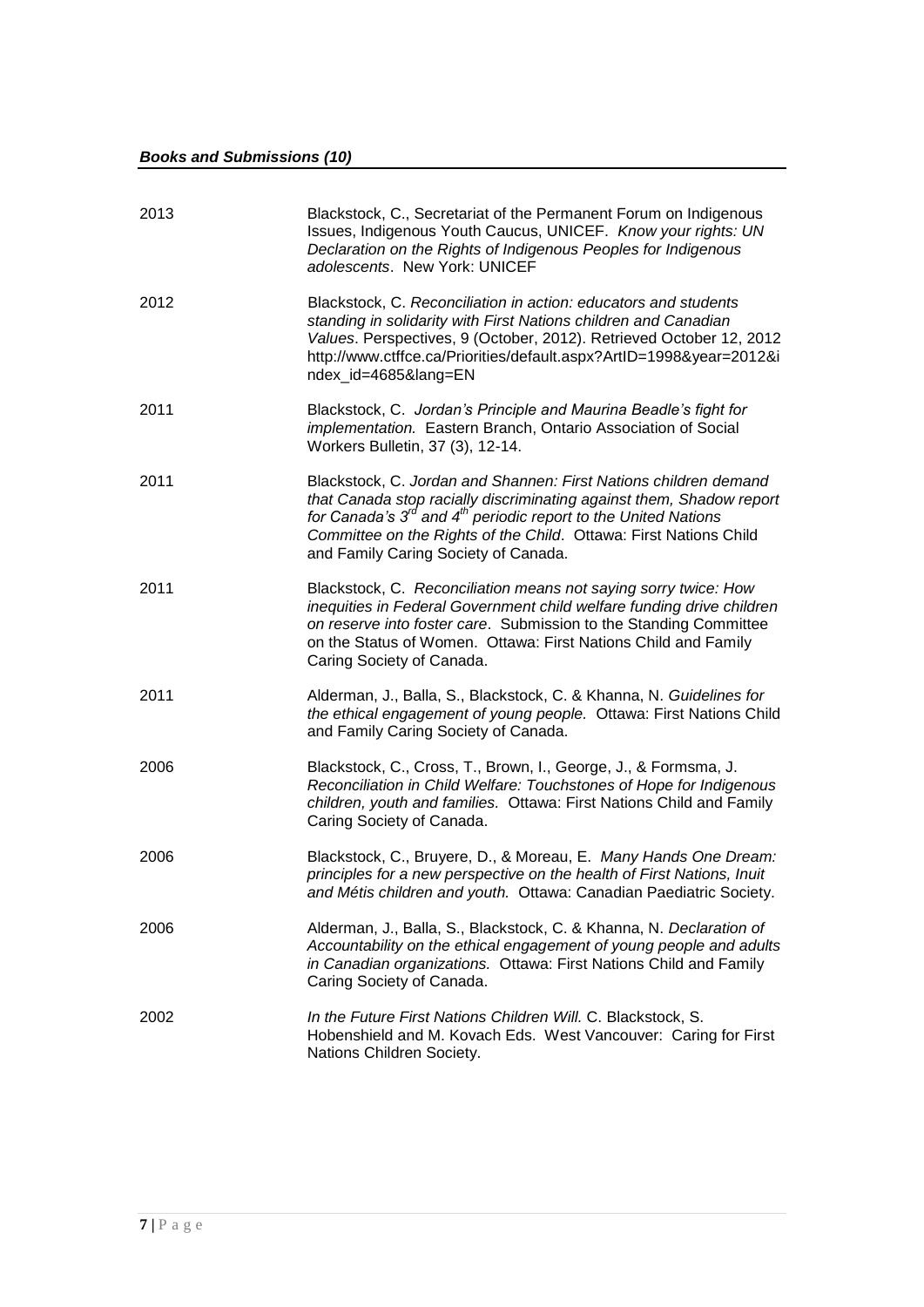### ***Books and Submissions (10)***

2013 Blackstock, C., Secretariat of the Permanent Forum on Indigenous Issues, Indigenous Youth Caucus, UNICEF. *Know your rights: UN Declaration on the Rights of Indigenous Peoples for Indigenous adolescents*. New York: UNICEF

2012 Blackstock, C. *Reconciliation in action: educators and students standing in solidarity with First Nations children and Canadian Values*. Perspectives, 9 (October, 2012). Retrieved October 12, 2012 http://www.ctffce.ca/Priorities/default.aspx?ArtID=1998&year=2012&index_id=4685&lang=EN

2011 Blackstock, C. *Jordan's Principle and Maurina Beadle's fight for implementation.* Eastern Branch, Ontario Association of Social Workers Bulletin, 37 (3), 12-14.

2011 Blackstock, C. *Jordan and Shannen: First Nations children demand that Canada stop racially discriminating against them, Shadow report for Canada's 3rd and 4th periodic report to the United Nations Committee on the Rights of the Child*. Ottawa: First Nations Child and Family Caring Society of Canada.

2011 Blackstock, C. *Reconciliation means not saying sorry twice: How inequities in Federal Government child welfare funding drive children on reserve into foster care*. Submission to the Standing Committee on the Status of Women. Ottawa: First Nations Child and Family Caring Society of Canada.

2011 Alderman, J., Balla, S., Blackstock, C. & Khanna, N. *Guidelines for the ethical engagement of young people.* Ottawa: First Nations Child and Family Caring Society of Canada.

2006 Blackstock, C., Cross, T., Brown, I., George, J., & Formsma, J. *Reconciliation in Child Welfare: Touchstones of Hope for Indigenous children, youth and families.* Ottawa: First Nations Child and Family Caring Society of Canada.

2006 Blackstock, C., Bruyere, D., & Moreau, E. *Many Hands One Dream: principles for a new perspective on the health of First Nations, Inuit and Métis children and youth.* Ottawa: Canadian Paediatric Society.

2006 Alderman, J., Balla, S., Blackstock, C. & Khanna, N. *Declaration of Accountability on the ethical engagement of young people and adults in Canadian organizations.* Ottawa: First Nations Child and Family Caring Society of Canada.

2002 *In the Future First Nations Children Will.* C. Blackstock, S. Hobenshield and M. Kovach Eds. West Vancouver: Caring for First Nations Children Society.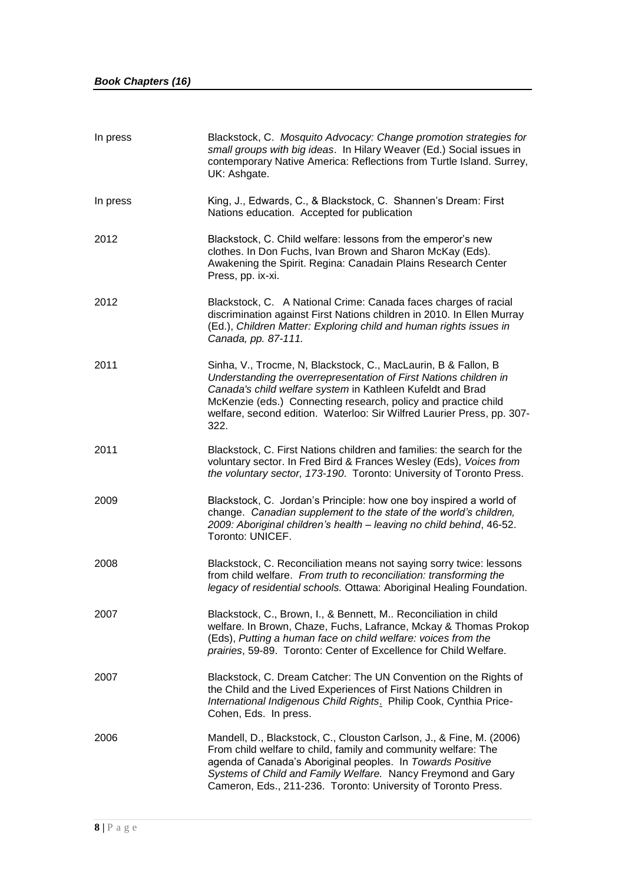***Book Chapters (16)***

| | |
|---|---|
| In press | Blackstock, C. *Mosquito Advocacy: Change promotion strategies for small groups with big ideas*. In Hilary Weaver (Ed.) Social issues in contemporary Native America: Reflections from Turtle Island. Surrey, UK: Ashgate. |
| In press | King, J., Edwards, C., & Blackstock, C. Shannen's Dream: First Nations education. Accepted for publication |
| 2012 | Blackstock, C. Child welfare: lessons from the emperor's new clothes. In Don Fuchs, Ivan Brown and Sharon McKay (Eds). Awakening the Spirit. Regina: Canadain Plains Research Center Press, pp. ix-xi. |
| 2012 | Blackstock, C. A National Crime: Canada faces charges of racial discrimination against First Nations children in 2010. In Ellen Murray (Ed.), *Children Matter: Exploring child and human rights issues in Canada, pp. 87-111.* |
| 2011 | Sinha, V., Trocme, N, Blackstock, C., MacLaurin, B & Fallon, B *Understanding the overrepresentation of First Nations children in Canada's child welfare system* in Kathleen Kufeldt and Brad McKenzie (eds.) Connecting research, policy and practice child welfare, second edition. Waterloo: Sir Wilfred Laurier Press, pp. 307-322. |
| 2011 | Blackstock, C. First Nations children and families: the search for the voluntary sector. In Fred Bird & Frances Wesley (Eds), *Voices from the voluntary sector, 173-190*. Toronto: University of Toronto Press. |
| 2009 | Blackstock, C. Jordan's Principle: how one boy inspired a world of change. *Canadian supplement to the state of the world's children, 2009: Aboriginal children's health – leaving no child behind*, 46-52. Toronto: UNICEF. |
| 2008 | Blackstock, C. Reconciliation means not saying sorry twice: lessons from child welfare. *From truth to reconciliation: transforming the legacy of residential schools.* Ottawa: Aboriginal Healing Foundation. |
| 2007 | Blackstock, C., Brown, I., & Bennett, M.. Reconciliation in child welfare. In Brown, Chaze, Fuchs, Lafrance, Mckay & Thomas Prokop (Eds), *Putting a human face on child welfare: voices from the prairies*, 59-89. Toronto: Center of Excellence for Child Welfare. |
| 2007 | Blackstock, C. Dream Catcher: The UN Convention on the Rights of the Child and the Lived Experiences of First Nations Children in *International Indigenous Child Rights*. Philip Cook, Cynthia Price-Cohen, Eds. In press. |
| 2006 | Mandell, D., Blackstock, C., Clouston Carlson, J., & Fine, M. (2006) From child welfare to child, family and community welfare: The agenda of Canada's Aboriginal peoples. In *Towards Positive Systems of Child and Family Welfare.* Nancy Freymond and Gary Cameron, Eds., 211-236. Toronto: University of Toronto Press. |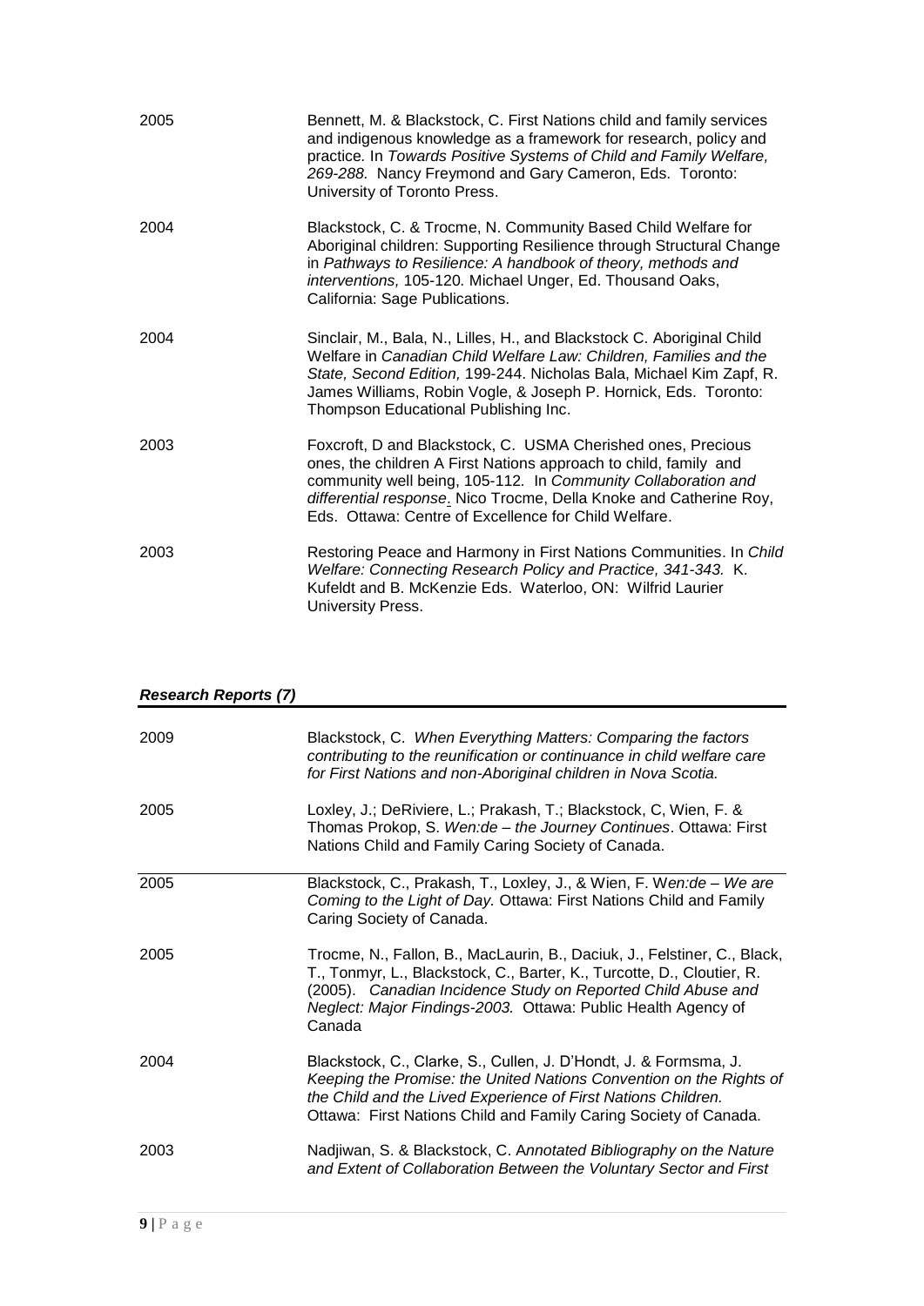| | |
|---|---|
| 2005 | Bennett, M. & Blackstock, C. First Nations child and family services and indigenous knowledge as a framework for research, policy and practice. In *Towards Positive Systems of Child and Family Welfare, 269-288.* Nancy Freymond and Gary Cameron, Eds. Toronto: University of Toronto Press. |
| 2004 | Blackstock, C. & Trocme, N. Community Based Child Welfare for Aboriginal children: Supporting Resilience through Structural Change in *Pathways to Resilience: A handbook of theory, methods and interventions,* 105-120. Michael Unger, Ed. Thousand Oaks, California: Sage Publications. |
| 2004 | Sinclair, M., Bala, N., Lilles, H., and Blackstock C. Aboriginal Child Welfare in *Canadian Child Welfare Law: Children, Families and the State, Second Edition,* 199-244. Nicholas Bala, Michael Kim Zapf, R. James Williams, Robin Vogle, & Joseph P. Hornick, Eds. Toronto: Thompson Educational Publishing Inc. |
| 2003 | Foxcroft, D and Blackstock, C. USMA Cherished ones, Precious ones, the children A First Nations approach to child, family and community well being, 105-112*.* In *Community Collaboration and differential response*. Nico Trocme, Della Knoke and Catherine Roy, Eds. Ottawa: Centre of Excellence for Child Welfare. |
| 2003 | Restoring Peace and Harmony in First Nations Communities. In *Child Welfare: Connecting Research Policy and Practice, 341-343.* K. Kufeldt and B. McKenzie Eds. Waterloo, ON: Wilfrid Laurier University Press. |

***Research Reports (7)***

| | |
|---|---|
| 2009 | Blackstock, C. *When Everything Matters: Comparing the factors contributing to the reunification or continuance in child welfare care for First Nations and non-Aboriginal children in Nova Scotia.* |
| 2005 | Loxley, J.; DeRiviere, L.; Prakash, T.; Blackstock, C, Wien, F. & Thomas Prokop, S. *Wen:de – the Journey Continues*. Ottawa: First Nations Child and Family Caring Society of Canada. |
| 2005 | Blackstock, C., Prakash, T., Loxley, J., & Wien, F. W*en:de – We are Coming to the Light of Day.* Ottawa: First Nations Child and Family Caring Society of Canada. |
| 2005 | Trocme, N., Fallon, B., MacLaurin, B., Daciuk, J., Felstiner, C., Black, T., Tonmyr, L., Blackstock, C., Barter, K., Turcotte, D., Cloutier, R. (2005). *Canadian Incidence Study on Reported Child Abuse and Neglect: Major Findings-2003.* Ottawa: Public Health Agency of Canada |
| 2004 | Blackstock, C., Clarke, S., Cullen, J. D'Hondt, J. & Formsma, J. *Keeping the Promise: the United Nations Convention on the Rights of the Child and the Lived Experience of First Nations Children.* Ottawa: First Nations Child and Family Caring Society of Canada. |
| 2003 | Nadjiwan, S. & Blackstock, C. A*nnotated Bibliography on the Nature and Extent of Collaboration Between the Voluntary Sector and First* |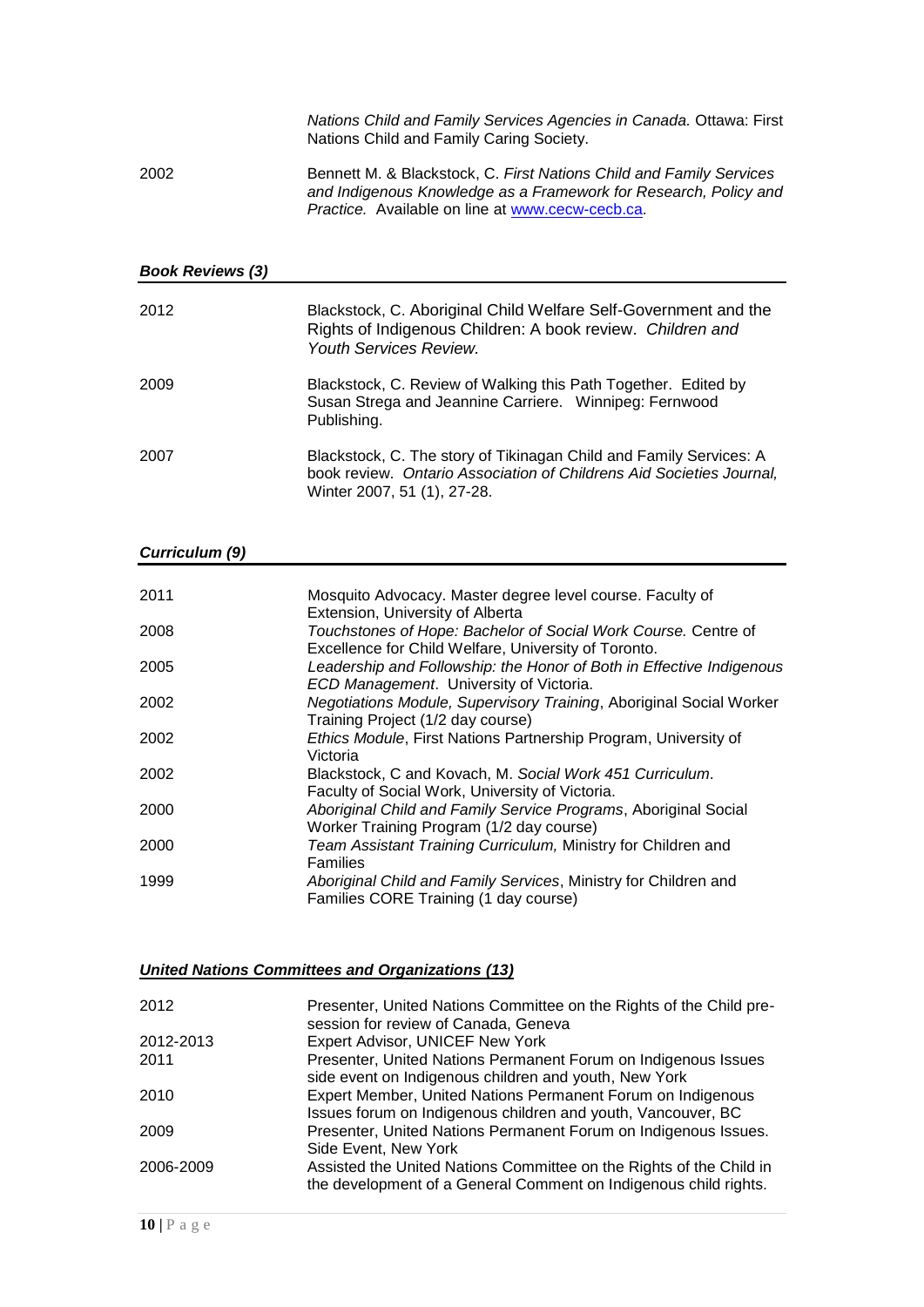| | |
|---|---|
| | *Nations Child and Family Services Agencies in Canada.* Ottawa: First Nations Child and Family Caring Society. |
| 2002 | Bennett M. & Blackstock, C. *First Nations Child and Family Services and Indigenous Knowledge as a Framework for Research, Policy and Practice.* Available on line at www.cecw-cecb.ca. |

### *Book Reviews (3)*

| | |
|---|---|
| 2012 | Blackstock, C. Aboriginal Child Welfare Self-Government and the Rights of Indigenous Children: A book review. *Children and Youth Services Review.* |
| 2009 | Blackstock, C. Review of Walking this Path Together. Edited by Susan Strega and Jeannine Carriere. Winnipeg: Fernwood Publishing. |
| 2007 | Blackstock, C. The story of Tikinagan Child and Family Services: A book review. *Ontario Association of Childrens Aid Societies Journal,* Winter 2007, 51 (1), 27-28. |

### *Curriculum (9)*

| | |
|---|---|
| 2011 | Mosquito Advocacy. Master degree level course. Faculty of Extension, University of Alberta |
| 2008 | *Touchstones of Hope: Bachelor of Social Work Course.* Centre of Excellence for Child Welfare, University of Toronto. |
| 2005 | *Leadership and Followship: the Honor of Both in Effective Indigenous ECD Management*. University of Victoria. |
| 2002 | *Negotiations Module, Supervisory Training*, Aboriginal Social Worker Training Project (1/2 day course) |
| 2002 | *Ethics Module*, First Nations Partnership Program, University of Victoria |
| 2002 | Blackstock, C and Kovach, M. *Social Work 451 Curriculum*. Faculty of Social Work, University of Victoria. |
| 2000 | *Aboriginal Child and Family Service Programs*, Aboriginal Social Worker Training Program (1/2 day course) |
| 2000 | *Team Assistant Training Curriculum,* Ministry for Children and Families |
| 1999 | *Aboriginal Child and Family Services*, Ministry for Children and Families CORE Training (1 day course) |

### ***United Nations Committees and Organizations (13)***

| | |
|---|---|
| 2012 | Presenter, United Nations Committee on the Rights of the Child pre-session for review of Canada, Geneva |
| 2012-2013 | Expert Advisor, UNICEF New York |
| 2011 | Presenter, United Nations Permanent Forum on Indigenous Issues side event on Indigenous children and youth, New York |
| 2010 | Expert Member, United Nations Permanent Forum on Indigenous Issues forum on Indigenous children and youth, Vancouver, BC |
| 2009 | Presenter, United Nations Permanent Forum on Indigenous Issues. Side Event, New York |
| 2006-2009 | Assisted the United Nations Committee on the Rights of the Child in the development of a General Comment on Indigenous child rights. |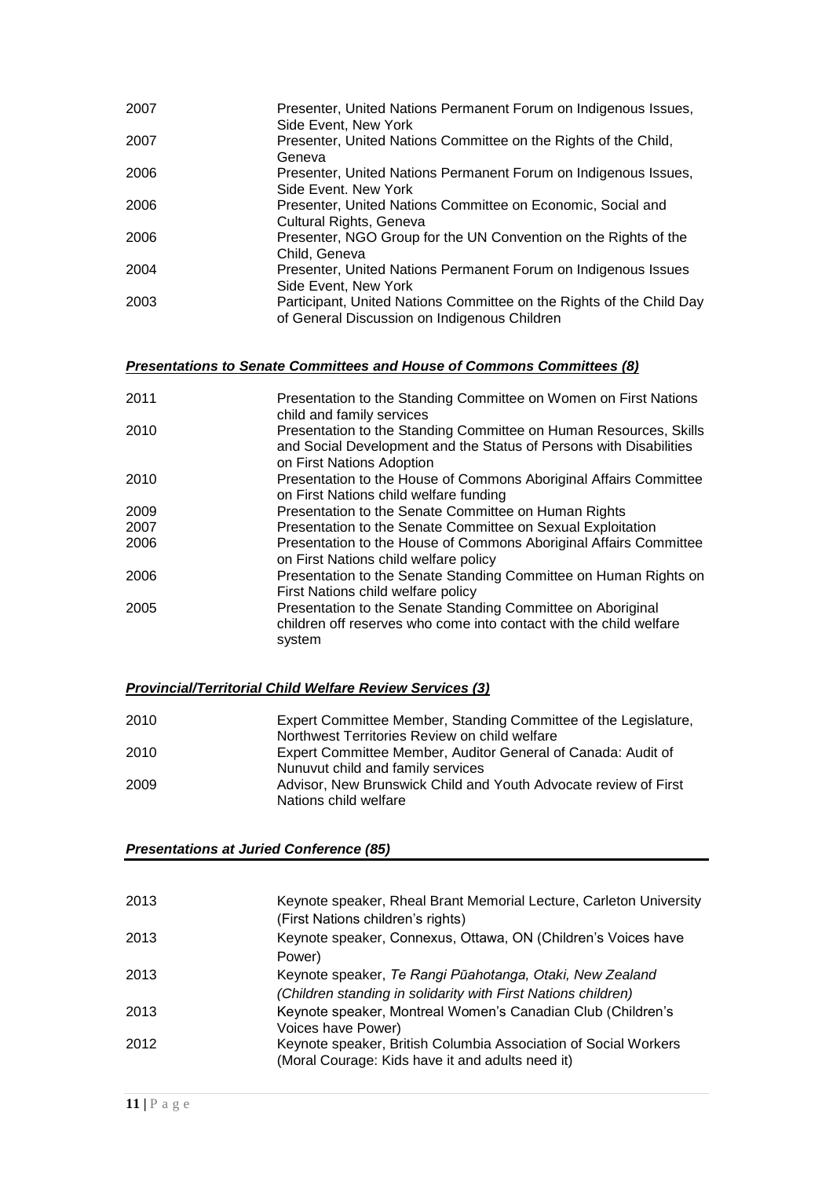| | |
|---|---|
| 2007 | Presenter, United Nations Permanent Forum on Indigenous Issues, Side Event, New York |
| 2007 | Presenter, United Nations Committee on the Rights of the Child, Geneva |
| 2006 | Presenter, United Nations Permanent Forum on Indigenous Issues, Side Event. New York |
| 2006 | Presenter, United Nations Committee on Economic, Social and Cultural Rights, Geneva |
| 2006 | Presenter, NGO Group for the UN Convention on the Rights of the Child, Geneva |
| 2004 | Presenter, United Nations Permanent Forum on Indigenous Issues Side Event, New York |
| 2003 | Participant, United Nations Committee on the Rights of the Child Day of General Discussion on Indigenous Children |

### ***Presentations to Senate Committees and House of Commons Committees (8)***

| | |
|---|---|
| 2011 | Presentation to the Standing Committee on Women on First Nations child and family services |
| 2010 | Presentation to the Standing Committee on Human Resources, Skills and Social Development and the Status of Persons with Disabilities on First Nations Adoption |
| 2010 | Presentation to the House of Commons Aboriginal Affairs Committee on First Nations child welfare funding |
| 2009 | Presentation to the Senate Committee on Human Rights |
| 2007 | Presentation to the Senate Committee on Sexual Exploitation |
| 2006 | Presentation to the House of Commons Aboriginal Affairs Committee on First Nations child welfare policy |
| 2006 | Presentation to the Senate Standing Committee on Human Rights on First Nations child welfare policy |
| 2005 | Presentation to the Senate Standing Committee on Aboriginal children off reserves who come into contact with the child welfare system |

### ***Provincial/Territorial Child Welfare Review Services (3)***

| | |
|---|---|
| 2010 | Expert Committee Member, Standing Committee of the Legislature, Northwest Territories Review on child welfare |
| 2010 | Expert Committee Member, Auditor General of Canada: Audit of Nunuvut child and family services |
| 2009 | Advisor, New Brunswick Child and Youth Advocate review of First Nations child welfare |

### ***Presentations at Juried Conference (85)***

| | |
|---|---|
| 2013 | Keynote speaker, Rheal Brant Memorial Lecture, Carleton University (First Nations children's rights) |
| 2013 | Keynote speaker, Connexus, Ottawa, ON (Children's Voices have Power) |
| 2013 | Keynote speaker, *Te Rangi Pūahotanga, Otaki, New Zealand (Children standing in solidarity with First Nations children)* |
| 2013 | Keynote speaker, Montreal Women's Canadian Club (Children's Voices have Power) |
| 2012 | Keynote speaker, British Columbia Association of Social Workers (Moral Courage: Kids have it and adults need it) |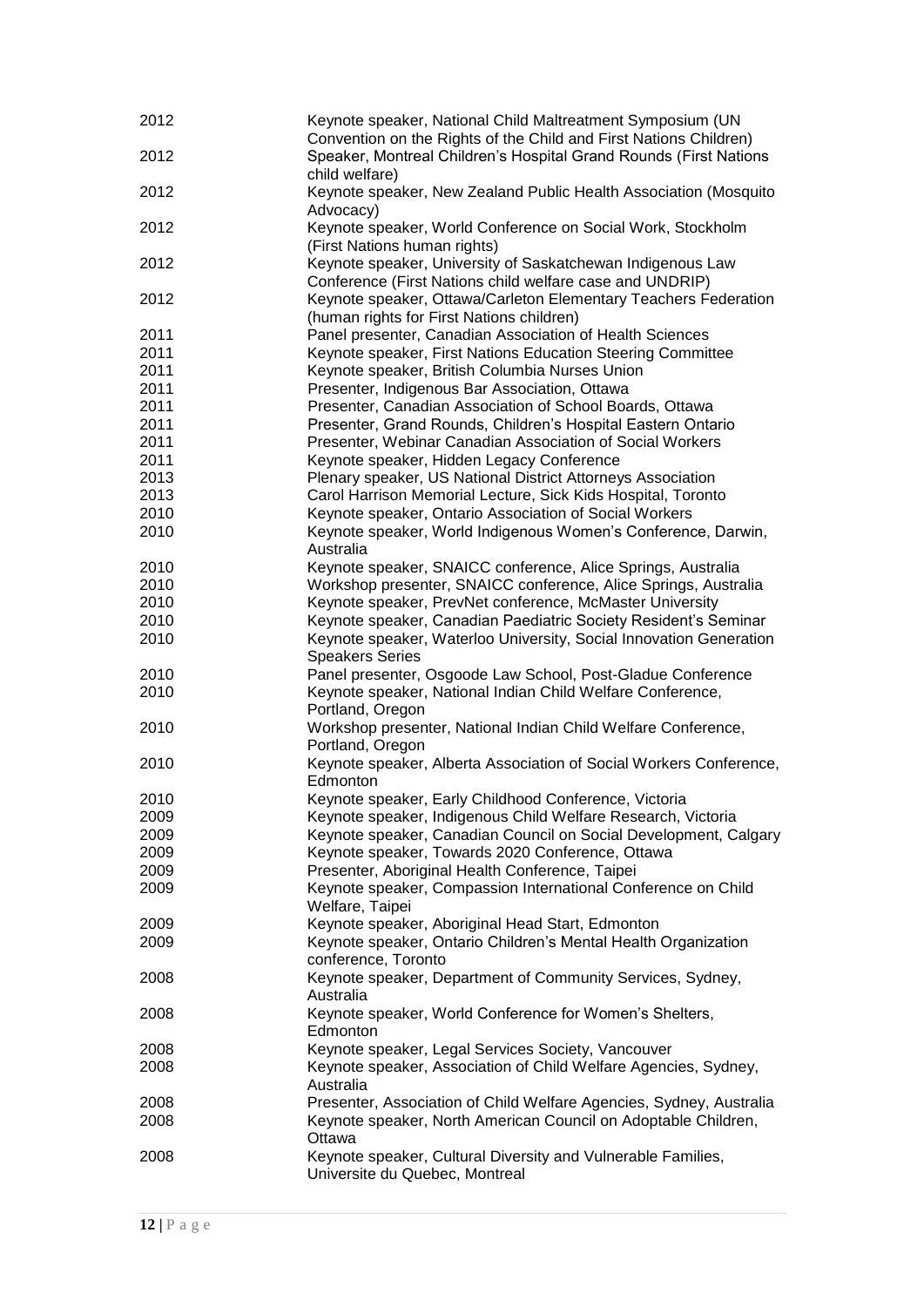| | |
|---|---|
| 2012 | Keynote speaker, National Child Maltreatment Symposium (UN Convention on the Rights of the Child and First Nations Children) |
| 2012 | Speaker, Montreal Children's Hospital Grand Rounds (First Nations child welfare) |
| 2012 | Keynote speaker, New Zealand Public Health Association (Mosquito Advocacy) |
| 2012 | Keynote speaker, World Conference on Social Work, Stockholm (First Nations human rights) |
| 2012 | Keynote speaker, University of Saskatchewan Indigenous Law Conference (First Nations child welfare case and UNDRIP) |
| 2012 | Keynote speaker, Ottawa/Carleton Elementary Teachers Federation (human rights for First Nations children) |
| 2011 | Panel presenter, Canadian Association of Health Sciences |
| 2011 | Keynote speaker, First Nations Education Steering Committee |
| 2011 | Keynote speaker, British Columbia Nurses Union |
| 2011 | Presenter, Indigenous Bar Association, Ottawa |
| 2011 | Presenter, Canadian Association of School Boards, Ottawa |
| 2011 | Presenter, Grand Rounds, Children's Hospital Eastern Ontario |
| 2011 | Presenter, Webinar Canadian Association of Social Workers |
| 2011 | Keynote speaker, Hidden Legacy Conference |
| 2013 | Plenary speaker, US National District Attorneys Association |
| 2013 | Carol Harrison Memorial Lecture, Sick Kids Hospital, Toronto |
| 2010 | Keynote speaker, Ontario Association of Social Workers |
| 2010 | Keynote speaker, World Indigenous Women's Conference, Darwin, Australia |
| 2010 | Keynote speaker, SNAICC conference, Alice Springs, Australia |
| 2010 | Workshop presenter, SNAICC conference, Alice Springs, Australia |
| 2010 | Keynote speaker, PrevNet conference, McMaster University |
| 2010 | Keynote speaker, Canadian Paediatric Society Resident's Seminar |
| 2010 | Keynote speaker, Waterloo University, Social Innovation Generation Speakers Series |
| 2010 | Panel presenter, Osgoode Law School, Post-Gladue Conference |
| 2010 | Keynote speaker, National Indian Child Welfare Conference, Portland, Oregon |
| 2010 | Workshop presenter, National Indian Child Welfare Conference, Portland, Oregon |
| 2010 | Keynote speaker, Alberta Association of Social Workers Conference, Edmonton |
| 2010 | Keynote speaker, Early Childhood Conference, Victoria |
| 2009 | Keynote speaker, Indigenous Child Welfare Research, Victoria |
| 2009 | Keynote speaker, Canadian Council on Social Development, Calgary |
| 2009 | Keynote speaker, Towards 2020 Conference, Ottawa |
| 2009 | Presenter, Aboriginal Health Conference, Taipei |
| 2009 | Keynote speaker, Compassion International Conference on Child Welfare, Taipei |
| 2009 | Keynote speaker, Aboriginal Head Start, Edmonton |
| 2009 | Keynote speaker, Ontario Children's Mental Health Organization conference, Toronto |
| 2008 | Keynote speaker, Department of Community Services, Sydney, Australia |
| 2008 | Keynote speaker, World Conference for Women's Shelters, Edmonton |
| 2008 | Keynote speaker, Legal Services Society, Vancouver |
| 2008 | Keynote speaker, Association of Child Welfare Agencies, Sydney, Australia |
| 2008 | Presenter, Association of Child Welfare Agencies, Sydney, Australia |
| 2008 | Keynote speaker, North American Council on Adoptable Children, Ottawa |
| 2008 | Keynote speaker, Cultural Diversity and Vulnerable Families, Universite du Quebec, Montreal |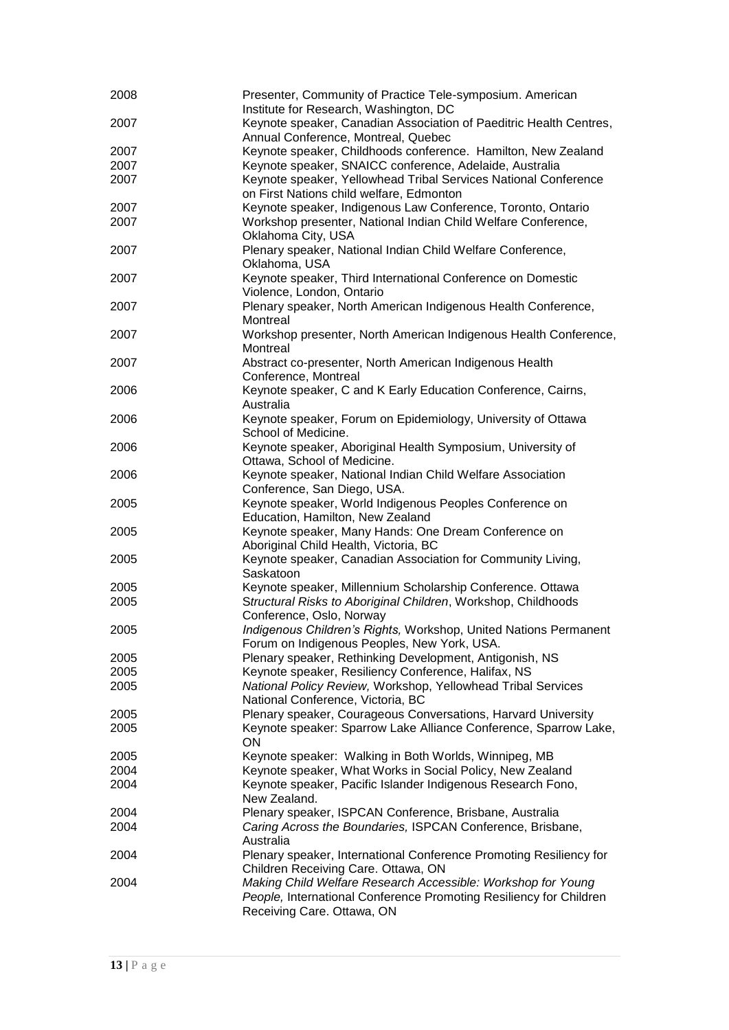| | |
|---|---|
| 2008 | Presenter, Community of Practice Tele-symposium. American Institute for Research, Washington, DC |
| 2007 | Keynote speaker, Canadian Association of Paeditric Health Centres, Annual Conference, Montreal, Quebec |
| 2007 | Keynote speaker, Childhoods conference. Hamilton, New Zealand |
| 2007 | Keynote speaker, SNAICC conference, Adelaide, Australia |
| 2007 | Keynote speaker, Yellowhead Tribal Services National Conference on First Nations child welfare, Edmonton |
| 2007 | Keynote speaker, Indigenous Law Conference, Toronto, Ontario |
| 2007 | Workshop presenter, National Indian Child Welfare Conference, Oklahoma City, USA |
| 2007 | Plenary speaker, National Indian Child Welfare Conference, Oklahoma, USA |
| 2007 | Keynote speaker, Third International Conference on Domestic Violence, London, Ontario |
| 2007 | Plenary speaker, North American Indigenous Health Conference, Montreal |
| 2007 | Workshop presenter, North American Indigenous Health Conference, Montreal |
| 2007 | Abstract co-presenter, North American Indigenous Health Conference, Montreal |
| 2006 | Keynote speaker, C and K Early Education Conference, Cairns, Australia |
| 2006 | Keynote speaker, Forum on Epidemiology, University of Ottawa School of Medicine. |
| 2006 | Keynote speaker, Aboriginal Health Symposium, University of Ottawa, School of Medicine. |
| 2006 | Keynote speaker, National Indian Child Welfare Association Conference, San Diego, USA. |
| 2005 | Keynote speaker, World Indigenous Peoples Conference on Education, Hamilton, New Zealand |
| 2005 | Keynote speaker, Many Hands: One Dream Conference on Aboriginal Child Health, Victoria, BC |
| 2005 | Keynote speaker, Canadian Association for Community Living, Saskatoon |
| 2005 | Keynote speaker, Millennium Scholarship Conference. Ottawa |
| 2005 | *Structural Risks to Aboriginal Children*, Workshop, Childhoods Conference, Oslo, Norway |
| 2005 | *Indigenous Children's Rights,* Workshop, United Nations Permanent Forum on Indigenous Peoples, New York, USA. |
| 2005 | Plenary speaker, Rethinking Development, Antigonish, NS |
| 2005 | Keynote speaker, Resiliency Conference, Halifax, NS |
| 2005 | *National Policy Review,* Workshop, Yellowhead Tribal Services National Conference, Victoria, BC |
| 2005 | Plenary speaker, Courageous Conversations, Harvard University |
| 2005 | Keynote speaker: Sparrow Lake Alliance Conference, Sparrow Lake, ON |
| 2005 | Keynote speaker: Walking in Both Worlds, Winnipeg, MB |
| 2004 | Keynote speaker, What Works in Social Policy, New Zealand |
| 2004 | Keynote speaker, Pacific Islander Indigenous Research Fono, New Zealand. |
| 2004 | Plenary speaker, ISPCAN Conference, Brisbane, Australia |
| 2004 | *Caring Across the Boundaries,* ISPCAN Conference, Brisbane, Australia |
| 2004 | Plenary speaker, International Conference Promoting Resiliency for Children Receiving Care. Ottawa, ON |
| 2004 | *Making Child Welfare Research Accessible: Workshop for Young People,* International Conference Promoting Resiliency for Children Receiving Care. Ottawa, ON |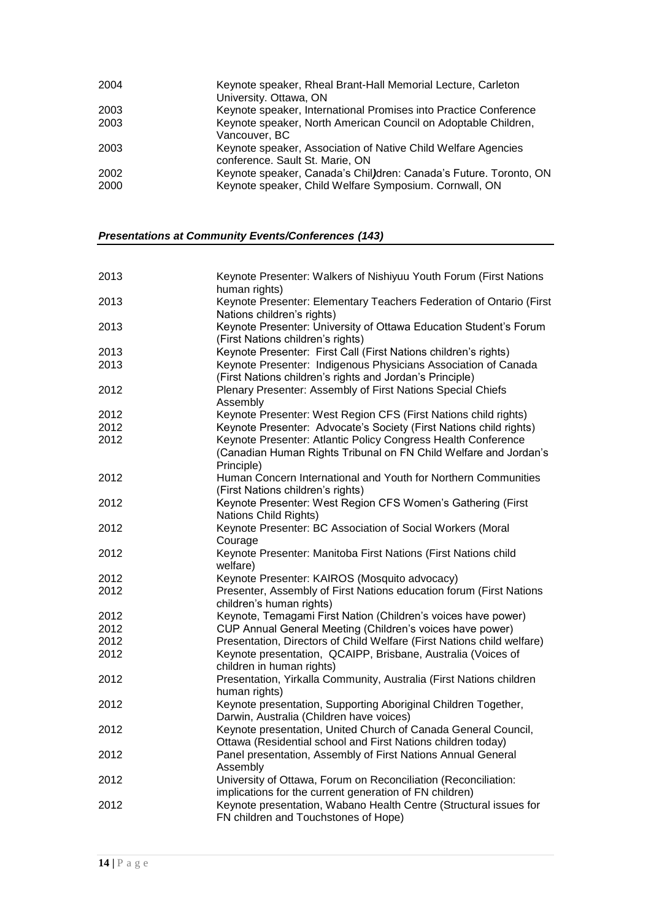| | |
|---|---|
| 2004 | Keynote speaker, Rheal Brant-Hall Memorial Lecture, Carleton University. Ottawa, ON |
| 2003 | Keynote speaker, International Promises into Practice Conference |
| 2003 | Keynote speaker, North American Council on Adoptable Children, Vancouver, BC |
| 2003 | Keynote speaker, Association of Native Child Welfare Agencies conference. Sault St. Marie, ON |
| 2002 | Keynote speaker, Canada's Chil)dren: Canada's Future. Toronto, ON |
| 2000 | Keynote speaker, Child Welfare Symposium. Cornwall, ON |

## ***Presentations at Community Events/Conferences (143)***

| | |
|---|---|
| 2013 | Keynote Presenter: Walkers of Nishiyuu Youth Forum (First Nations human rights) |
| 2013 | Keynote Presenter: Elementary Teachers Federation of Ontario (First Nations children's rights) |
| 2013 | Keynote Presenter: University of Ottawa Education Student's Forum (First Nations children's rights) |
| 2013 | Keynote Presenter: First Call (First Nations children's rights) |
| 2013 | Keynote Presenter: Indigenous Physicians Association of Canada (First Nations children's rights and Jordan's Principle) |
| 2012 | Plenary Presenter: Assembly of First Nations Special Chiefs Assembly |
| 2012 | Keynote Presenter: West Region CFS (First Nations child rights) |
| 2012 | Keynote Presenter: Advocate's Society (First Nations child rights) |
| 2012 | Keynote Presenter: Atlantic Policy Congress Health Conference (Canadian Human Rights Tribunal on FN Child Welfare and Jordan's Principle) |
| 2012 | Human Concern International and Youth for Northern Communities (First Nations children's rights) |
| 2012 | Keynote Presenter: West Region CFS Women's Gathering (First Nations Child Rights) |
| 2012 | Keynote Presenter: BC Association of Social Workers (Moral Courage |
| 2012 | Keynote Presenter: Manitoba First Nations (First Nations child welfare) |
| 2012 | Keynote Presenter: KAIROS (Mosquito advocacy) |
| 2012 | Presenter, Assembly of First Nations education forum (First Nations children's human rights) |
| 2012 | Keynote, Temagami First Nation (Children's voices have power) |
| 2012 | CUP Annual General Meeting (Children's voices have power) |
| 2012 | Presentation, Directors of Child Welfare (First Nations child welfare) |
| 2012 | Keynote presentation, QCAIPP, Brisbane, Australia (Voices of children in human rights) |
| 2012 | Presentation, Yirkalla Community, Australia (First Nations children human rights) |
| 2012 | Keynote presentation, Supporting Aboriginal Children Together, Darwin, Australia (Children have voices) |
| 2012 | Keynote presentation, United Church of Canada General Council, Ottawa (Residential school and First Nations children today) |
| 2012 | Panel presentation, Assembly of First Nations Annual General Assembly |
| 2012 | University of Ottawa, Forum on Reconciliation (Reconciliation: implications for the current generation of FN children) |
| 2012 | Keynote presentation, Wabano Health Centre (Structural issues for FN children and Touchstones of Hope) |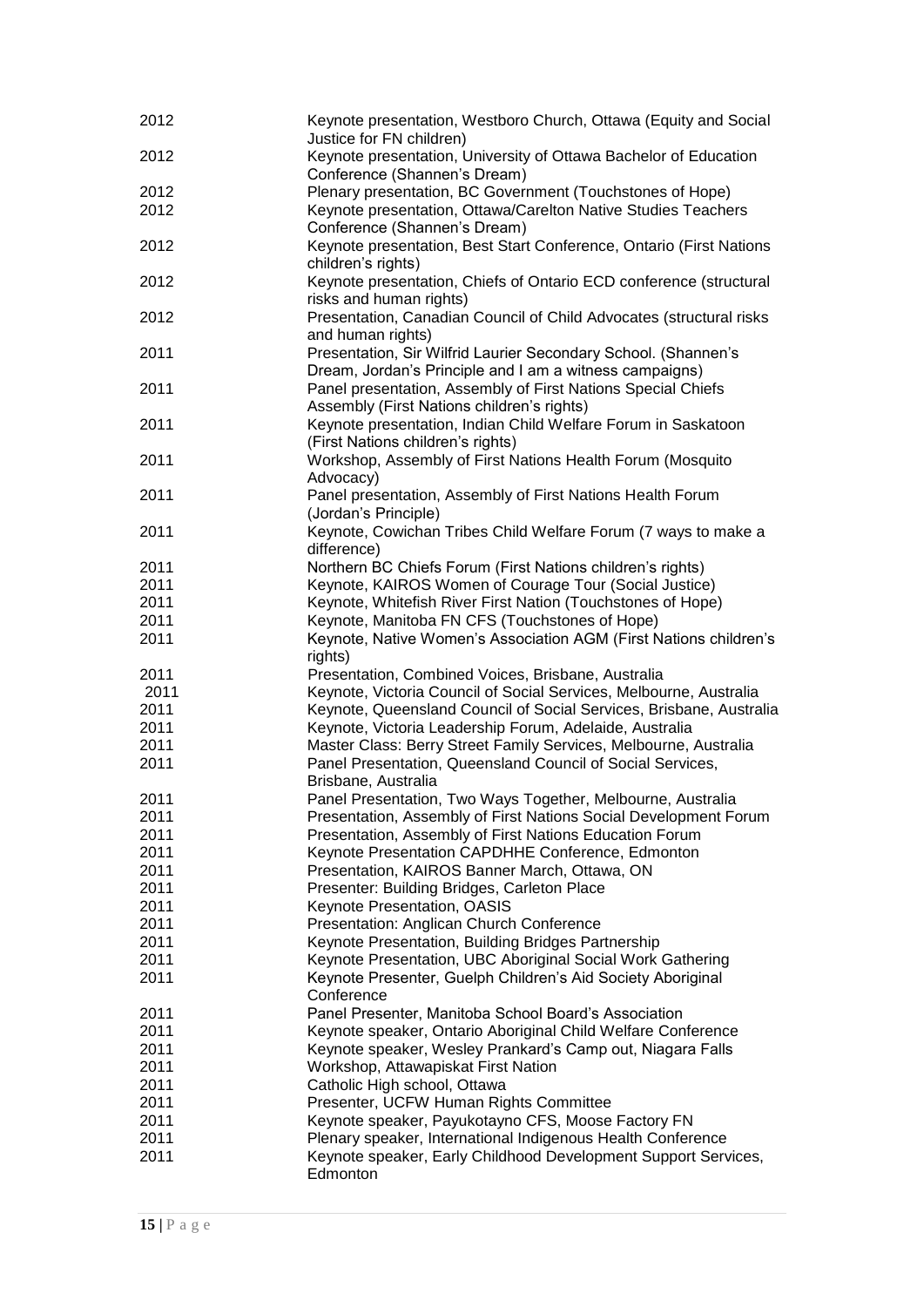| | |
|---|---|
| 2012 | Keynote presentation, Westboro Church, Ottawa (Equity and Social Justice for FN children) |
| 2012 | Keynote presentation, University of Ottawa Bachelor of Education Conference (Shannen's Dream) |
| 2012 | Plenary presentation, BC Government (Touchstones of Hope) |
| 2012 | Keynote presentation, Ottawa/Carelton Native Studies Teachers Conference (Shannen's Dream) |
| 2012 | Keynote presentation, Best Start Conference, Ontario (First Nations children's rights) |
| 2012 | Keynote presentation, Chiefs of Ontario ECD conference (structural risks and human rights) |
| 2012 | Presentation, Canadian Council of Child Advocates (structural risks and human rights) |
| 2011 | Presentation, Sir Wilfrid Laurier Secondary School. (Shannen's Dream, Jordan's Principle and I am a witness campaigns) |
| 2011 | Panel presentation, Assembly of First Nations Special Chiefs Assembly (First Nations children's rights) |
| 2011 | Keynote presentation, Indian Child Welfare Forum in Saskatoon (First Nations children's rights) |
| 2011 | Workshop, Assembly of First Nations Health Forum (Mosquito Advocacy) |
| 2011 | Panel presentation, Assembly of First Nations Health Forum (Jordan's Principle) |
| 2011 | Keynote, Cowichan Tribes Child Welfare Forum (7 ways to make a difference) |
| 2011 | Northern BC Chiefs Forum (First Nations children's rights) |
| 2011 | Keynote, KAIROS Women of Courage Tour (Social Justice) |
| 2011 | Keynote, Whitefish River First Nation (Touchstones of Hope) |
| 2011 | Keynote, Manitoba FN CFS (Touchstones of Hope) |
| 2011 | Keynote, Native Women's Association AGM (First Nations children's rights) |
| 2011 | Presentation, Combined Voices, Brisbane, Australia |
| 2011 | Keynote, Victoria Council of Social Services, Melbourne, Australia |
| 2011 | Keynote, Queensland Council of Social Services, Brisbane, Australia |
| 2011 | Keynote, Victoria Leadership Forum, Adelaide, Australia |
| 2011 | Master Class: Berry Street Family Services, Melbourne, Australia |
| 2011 | Panel Presentation, Queensland Council of Social Services, Brisbane, Australia |
| 2011 | Panel Presentation, Two Ways Together, Melbourne, Australia |
| 2011 | Presentation, Assembly of First Nations Social Development Forum |
| 2011 | Presentation, Assembly of First Nations Education Forum |
| 2011 | Keynote Presentation CAPDHHE Conference, Edmonton |
| 2011 | Presentation, KAIROS Banner March, Ottawa, ON |
| 2011 | Presenter: Building Bridges, Carleton Place |
| 2011 | Keynote Presentation, OASIS |
| 2011 | Presentation: Anglican Church Conference |
| 2011 | Keynote Presentation, Building Bridges Partnership |
| 2011 | Keynote Presentation, UBC Aboriginal Social Work Gathering |
| 2011 | Keynote Presenter, Guelph Children's Aid Society Aboriginal Conference |
| 2011 | Panel Presenter, Manitoba School Board's Association |
| 2011 | Keynote speaker, Ontario Aboriginal Child Welfare Conference |
| 2011 | Keynote speaker, Wesley Prankard's Camp out, Niagara Falls |
| 2011 | Workshop, Attawapiskat First Nation |
| 2011 | Catholic High school, Ottawa |
| 2011 | Presenter, UCFW Human Rights Committee |
| 2011 | Keynote speaker, Payukotayno CFS, Moose Factory FN |
| 2011 | Plenary speaker, International Indigenous Health Conference |
| 2011 | Keynote speaker, Early Childhood Development Support Services, Edmonton |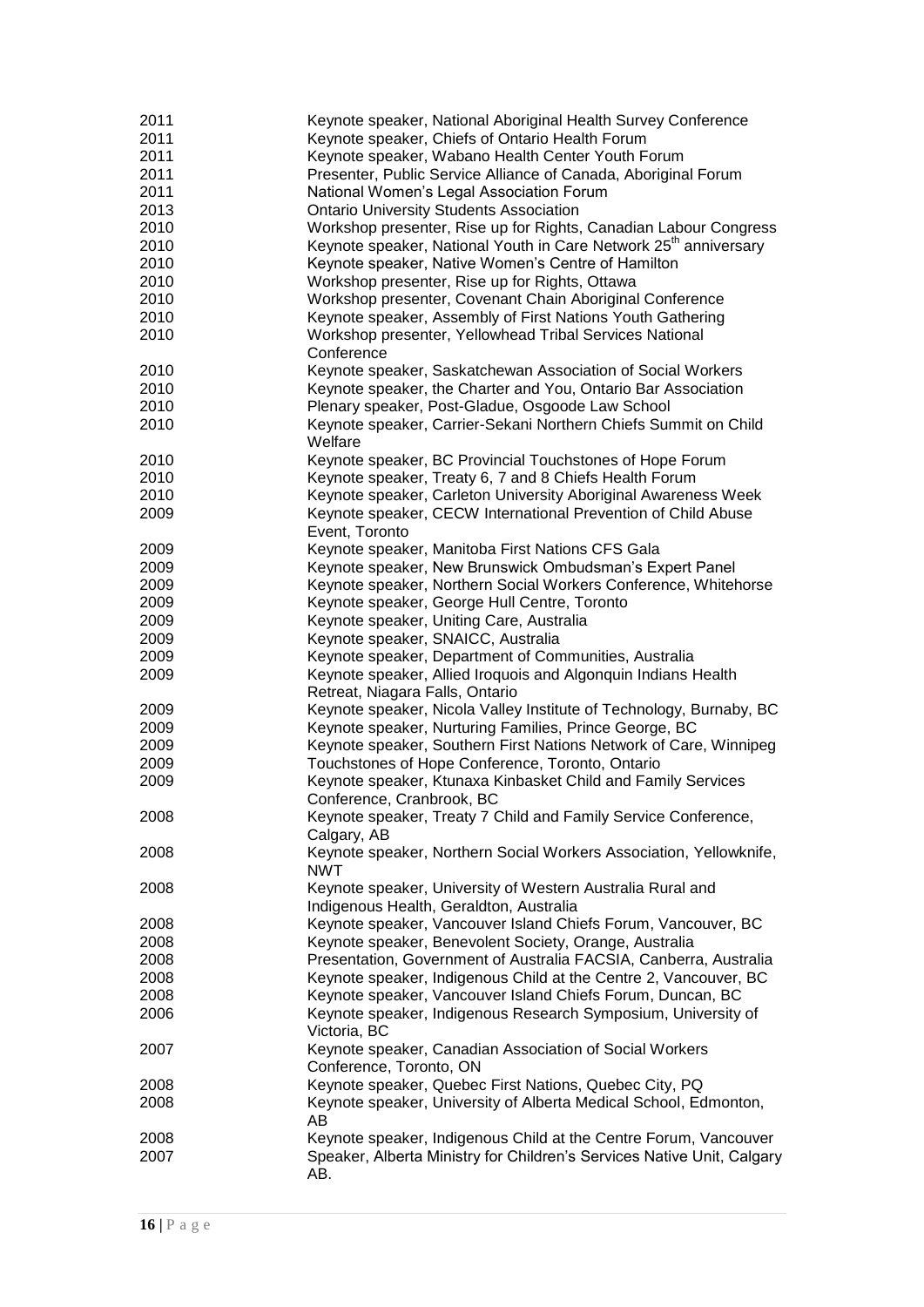| | |
|---|---|
| 2011 | Keynote speaker, National Aboriginal Health Survey Conference |
| 2011 | Keynote speaker, Chiefs of Ontario Health Forum |
| 2011 | Keynote speaker, Wabano Health Center Youth Forum |
| 2011 | Presenter, Public Service Alliance of Canada, Aboriginal Forum |
| 2011 | National Women's Legal Association Forum |
| 2013 | Ontario University Students Association |
| 2010 | Workshop presenter, Rise up for Rights, Canadian Labour Congress |
| 2010 | Keynote speaker, National Youth in Care Network 25th anniversary |
| 2010 | Keynote speaker, Native Women's Centre of Hamilton |
| 2010 | Workshop presenter, Rise up for Rights, Ottawa |
| 2010 | Workshop presenter, Covenant Chain Aboriginal Conference |
| 2010 | Keynote speaker, Assembly of First Nations Youth Gathering |
| 2010 | Workshop presenter, Yellowhead Tribal Services National Conference |
| 2010 | Keynote speaker, Saskatchewan Association of Social Workers |
| 2010 | Keynote speaker, the Charter and You, Ontario Bar Association |
| 2010 | Plenary speaker, Post-Gladue, Osgoode Law School |
| 2010 | Keynote speaker, Carrier-Sekani Northern Chiefs Summit on Child Welfare |
| 2010 | Keynote speaker, BC Provincial Touchstones of Hope Forum |
| 2010 | Keynote speaker, Treaty 6, 7 and 8 Chiefs Health Forum |
| 2010 | Keynote speaker, Carleton University Aboriginal Awareness Week |
| 2009 | Keynote speaker, CECW International Prevention of Child Abuse Event, Toronto |
| 2009 | Keynote speaker, Manitoba First Nations CFS Gala |
| 2009 | Keynote speaker, New Brunswick Ombudsman's Expert Panel |
| 2009 | Keynote speaker, Northern Social Workers Conference, Whitehorse |
| 2009 | Keynote speaker, George Hull Centre, Toronto |
| 2009 | Keynote speaker, Uniting Care, Australia |
| 2009 | Keynote speaker, SNAICC, Australia |
| 2009 | Keynote speaker, Department of Communities, Australia |
| 2009 | Keynote speaker, Allied Iroquois and Algonquin Indians Health Retreat, Niagara Falls, Ontario |
| 2009 | Keynote speaker, Nicola Valley Institute of Technology, Burnaby, BC |
| 2009 | Keynote speaker, Nurturing Families, Prince George, BC |
| 2009 | Keynote speaker, Southern First Nations Network of Care, Winnipeg |
| 2009 | Touchstones of Hope Conference, Toronto, Ontario |
| 2009 | Keynote speaker, Ktunaxa Kinbasket Child and Family Services Conference, Cranbrook, BC |
| 2008 | Keynote speaker, Treaty 7 Child and Family Service Conference, Calgary, AB |
| 2008 | Keynote speaker, Northern Social Workers Association, Yellowknife, NWT |
| 2008 | Keynote speaker, University of Western Australia Rural and Indigenous Health, Geraldton, Australia |
| 2008 | Keynote speaker, Vancouver Island Chiefs Forum, Vancouver, BC |
| 2008 | Keynote speaker, Benevolent Society, Orange, Australia |
| 2008 | Presentation, Government of Australia FACSIA, Canberra, Australia |
| 2008 | Keynote speaker, Indigenous Child at the Centre 2, Vancouver, BC |
| 2008 | Keynote speaker, Vancouver Island Chiefs Forum, Duncan, BC |
| 2006 | Keynote speaker, Indigenous Research Symposium, University of Victoria, BC |
| 2007 | Keynote speaker, Canadian Association of Social Workers Conference, Toronto, ON |
| 2008 | Keynote speaker, Quebec First Nations, Quebec City, PQ |
| 2008 | Keynote speaker, University of Alberta Medical School, Edmonton, AB |
| 2008 | Keynote speaker, Indigenous Child at the Centre Forum, Vancouver |
| 2007 | Speaker, Alberta Ministry for Children's Services Native Unit, Calgary AB. |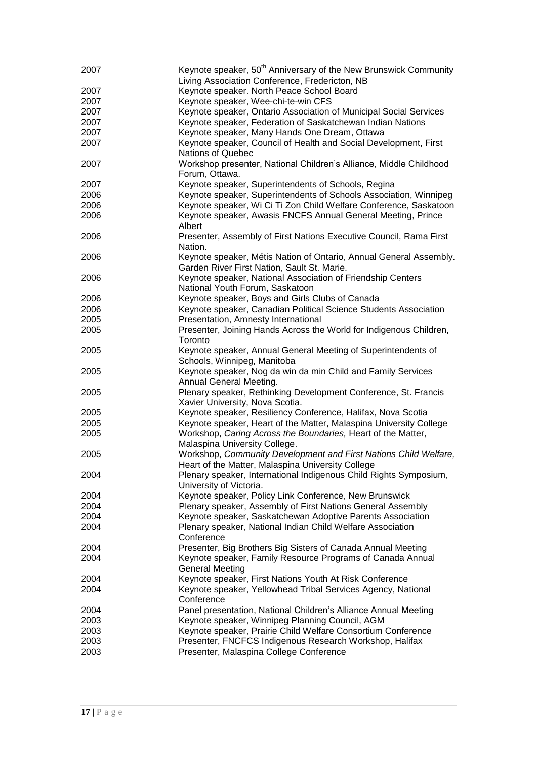| | |
|---|---|
| 2007 | Keynote speaker, 50th Anniversary of the New Brunswick Community Living Association Conference, Fredericton, NB |
| 2007 | Keynote speaker. North Peace School Board |
| 2007 | Keynote speaker, Wee-chi-te-win CFS |
| 2007 | Keynote speaker, Ontario Association of Municipal Social Services |
| 2007 | Keynote speaker, Federation of Saskatchewan Indian Nations |
| 2007 | Keynote speaker, Many Hands One Dream, Ottawa |
| 2007 | Keynote speaker, Council of Health and Social Development, First Nations of Quebec |
| 2007 | Workshop presenter, National Children's Alliance, Middle Childhood Forum, Ottawa. |
| 2007 | Keynote speaker, Superintendents of Schools, Regina |
| 2006 | Keynote speaker, Superintendents of Schools Association, Winnipeg |
| 2006 | Keynote speaker, Wi Ci Ti Zon Child Welfare Conference, Saskatoon |
| 2006 | Keynote speaker, Awasis FNCFS Annual General Meeting, Prince Albert |
| 2006 | Presenter, Assembly of First Nations Executive Council, Rama First Nation. |
| 2006 | Keynote speaker, Métis Nation of Ontario, Annual General Assembly. Garden River First Nation, Sault St. Marie. |
| 2006 | Keynote speaker, National Association of Friendship Centers National Youth Forum, Saskatoon |
| 2006 | Keynote speaker, Boys and Girls Clubs of Canada |
| 2006 | Keynote speaker, Canadian Political Science Students Association |
| 2005 | Presentation, Amnesty International |
| 2005 | Presenter, Joining Hands Across the World for Indigenous Children, Toronto |
| 2005 | Keynote speaker, Annual General Meeting of Superintendents of Schools, Winnipeg, Manitoba |
| 2005 | Keynote speaker, Nog da win da min Child and Family Services Annual General Meeting. |
| 2005 | Plenary speaker, Rethinking Development Conference, St. Francis Xavier University, Nova Scotia. |
| 2005 | Keynote speaker, Resiliency Conference, Halifax, Nova Scotia |
| 2005 | Keynote speaker, Heart of the Matter, Malaspina University College |
| 2005 | Workshop, *Caring Across the Boundaries,* Heart of the Matter, Malaspina University College. |
| 2005 | Workshop, *Community Development and First Nations Child Welfare,* Heart of the Matter, Malaspina University College |
| 2004 | Plenary speaker, International Indigenous Child Rights Symposium, University of Victoria. |
| 2004 | Keynote speaker, Policy Link Conference, New Brunswick |
| 2004 | Plenary speaker, Assembly of First Nations General Assembly |
| 2004 | Keynote speaker, Saskatchewan Adoptive Parents Association |
| 2004 | Plenary speaker, National Indian Child Welfare Association Conference |
| 2004 | Presenter, Big Brothers Big Sisters of Canada Annual Meeting |
| 2004 | Keynote speaker, Family Resource Programs of Canada Annual General Meeting |
| 2004 | Keynote speaker, First Nations Youth At Risk Conference |
| 2004 | Keynote speaker, Yellowhead Tribal Services Agency, National Conference |
| 2004 | Panel presentation, National Children's Alliance Annual Meeting |
| 2003 | Keynote speaker, Winnipeg Planning Council, AGM |
| 2003 | Keynote speaker, Prairie Child Welfare Consortium Conference |
| 2003 | Presenter, FNCFCS Indigenous Research Workshop, Halifax |
| 2003 | Presenter, Malaspina College Conference |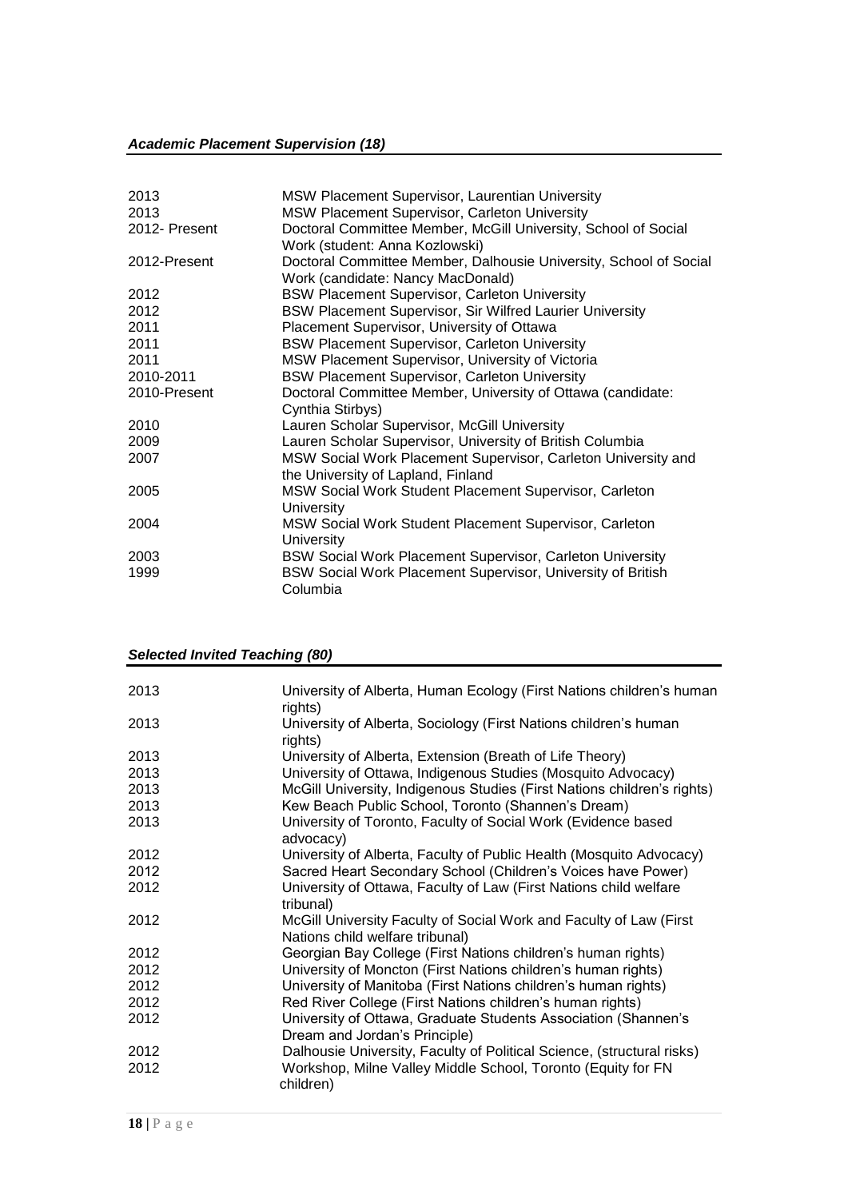### *Academic Placement Supervision (18)*

| | |
|---|---|
| 2013 | MSW Placement Supervisor, Laurentian University |
| 2013 | MSW Placement Supervisor, Carleton University |
| 2012- Present | Doctoral Committee Member, McGill University, School of Social Work (student: Anna Kozlowski) |
| 2012-Present | Doctoral Committee Member, Dalhousie University, School of Social Work (candidate: Nancy MacDonald) |
| 2012 | BSW Placement Supervisor, Carleton University |
| 2012 | BSW Placement Supervisor, Sir Wilfred Laurier University |
| 2011 | Placement Supervisor, University of Ottawa |
| 2011 | BSW Placement Supervisor, Carleton University |
| 2011 | MSW Placement Supervisor, University of Victoria |
| 2010-2011 | BSW Placement Supervisor, Carleton University |
| 2010-Present | Doctoral Committee Member, University of Ottawa (candidate: Cynthia Stirbys) |
| 2010 | Lauren Scholar Supervisor, McGill University |
| 2009 | Lauren Scholar Supervisor, University of British Columbia |
| 2007 | MSW Social Work Placement Supervisor, Carleton University and the University of Lapland, Finland |
| 2005 | MSW Social Work Student Placement Supervisor, Carleton University |
| 2004 | MSW Social Work Student Placement Supervisor, Carleton University |
| 2003 | BSW Social Work Placement Supervisor, Carleton University |
| 1999 | BSW Social Work Placement Supervisor, University of British Columbia |

### *Selected Invited Teaching (80)*

| | |
|---|---|
| 2013 | University of Alberta, Human Ecology (First Nations children's human rights) |
| 2013 | University of Alberta, Sociology (First Nations children's human rights) |
| 2013 | University of Alberta, Extension (Breath of Life Theory) |
| 2013 | University of Ottawa, Indigenous Studies (Mosquito Advocacy) |
| 2013 | McGill University, Indigenous Studies (First Nations children's rights) |
| 2013 | Kew Beach Public School, Toronto (Shannen's Dream) |
| 2013 | University of Toronto, Faculty of Social Work (Evidence based advocacy) |
| 2012 | University of Alberta, Faculty of Public Health (Mosquito Advocacy) |
| 2012 | Sacred Heart Secondary School (Children's Voices have Power) |
| 2012 | University of Ottawa, Faculty of Law (First Nations child welfare tribunal) |
| 2012 | McGill University Faculty of Social Work and Faculty of Law (First Nations child welfare tribunal) |
| 2012 | Georgian Bay College (First Nations children's human rights) |
| 2012 | University of Moncton (First Nations children's human rights) |
| 2012 | University of Manitoba (First Nations children's human rights) |
| 2012 | Red River College (First Nations children's human rights) |
| 2012 | University of Ottawa, Graduate Students Association (Shannen's Dream and Jordan's Principle) |
| 2012 | Dalhousie University, Faculty of Political Science, (structural risks) |
| 2012 | Workshop, Milne Valley Middle School, Toronto (Equity for FN children) |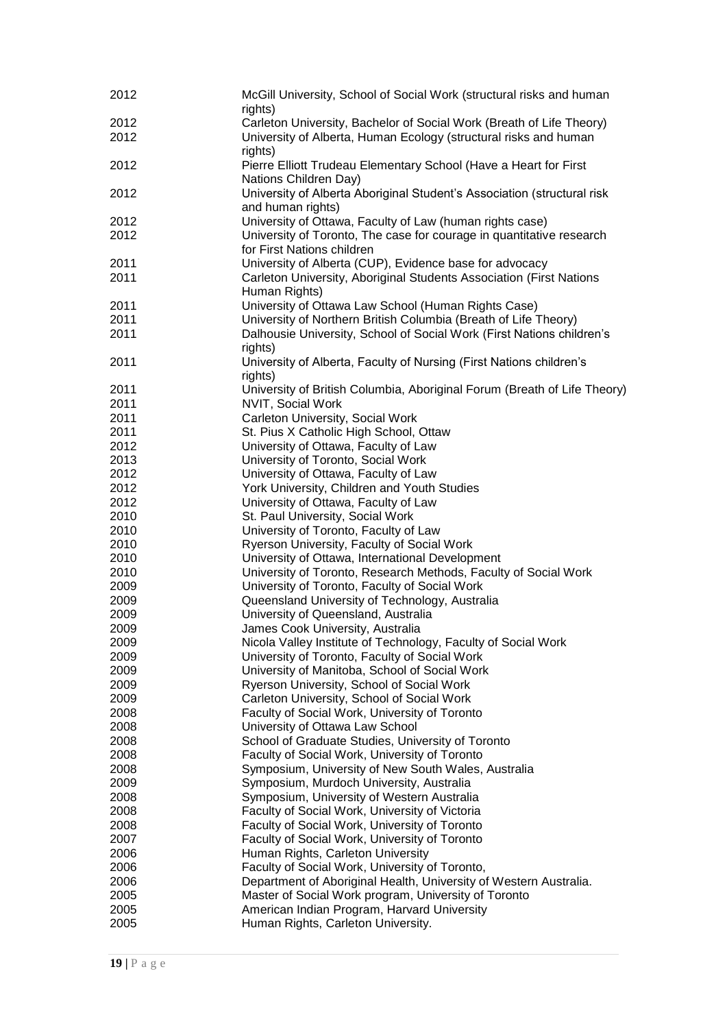| | |
|---|---|
| 2012 | McGill University, School of Social Work (structural risks and human rights) |
| 2012 | Carleton University, Bachelor of Social Work (Breath of Life Theory) |
| 2012 | University of Alberta, Human Ecology (structural risks and human rights) |
| 2012 | Pierre Elliott Trudeau Elementary School (Have a Heart for First Nations Children Day) |
| 2012 | University of Alberta Aboriginal Student's Association (structural risk and human rights) |
| 2012 | University of Ottawa, Faculty of Law (human rights case) |
| 2012 | University of Toronto, The case for courage in quantitative research for First Nations children |
| 2011 | University of Alberta (CUP), Evidence base for advocacy |
| 2011 | Carleton University, Aboriginal Students Association (First Nations Human Rights) |
| 2011 | University of Ottawa Law School (Human Rights Case) |
| 2011 | University of Northern British Columbia (Breath of Life Theory) |
| 2011 | Dalhousie University, School of Social Work (First Nations children's rights) |
| 2011 | University of Alberta, Faculty of Nursing (First Nations children's rights) |
| 2011 | University of British Columbia, Aboriginal Forum (Breath of Life Theory) |
| 2011 | NVIT, Social Work |
| 2011 | Carleton University, Social Work |
| 2011 | St. Pius X Catholic High School, Ottaw |
| 2012 | University of Ottawa, Faculty of Law |
| 2013 | University of Toronto, Social Work |
| 2012 | University of Ottawa, Faculty of Law |
| 2012 | York University, Children and Youth Studies |
| 2012 | University of Ottawa, Faculty of Law |
| 2010 | St. Paul University, Social Work |
| 2010 | University of Toronto, Faculty of Law |
| 2010 | Ryerson University, Faculty of Social Work |
| 2010 | University of Ottawa, International Development |
| 2010 | University of Toronto, Research Methods, Faculty of Social Work |
| 2009 | University of Toronto, Faculty of Social Work |
| 2009 | Queensland University of Technology, Australia |
| 2009 | University of Queensland, Australia |
| 2009 | James Cook University, Australia |
| 2009 | Nicola Valley Institute of Technology, Faculty of Social Work |
| 2009 | University of Toronto, Faculty of Social Work |
| 2009 | University of Manitoba, School of Social Work |
| 2009 | Ryerson University, School of Social Work |
| 2009 | Carleton University, School of Social Work |
| 2008 | Faculty of Social Work, University of Toronto |
| 2008 | University of Ottawa Law School |
| 2008 | School of Graduate Studies, University of Toronto |
| 2008 | Faculty of Social Work, University of Toronto |
| 2008 | Symposium, University of New South Wales, Australia |
| 2009 | Symposium, Murdoch University, Australia |
| 2008 | Symposium, University of Western Australia |
| 2008 | Faculty of Social Work, University of Victoria |
| 2008 | Faculty of Social Work, University of Toronto |
| 2007 | Faculty of Social Work, University of Toronto |
| 2006 | Human Rights, Carleton University |
| 2006 | Faculty of Social Work, University of Toronto, |
| 2006 | Department of Aboriginal Health, University of Western Australia. |
| 2005 | Master of Social Work program, University of Toronto |
| 2005 | American Indian Program, Harvard University |
| 2005 | Human Rights, Carleton University. |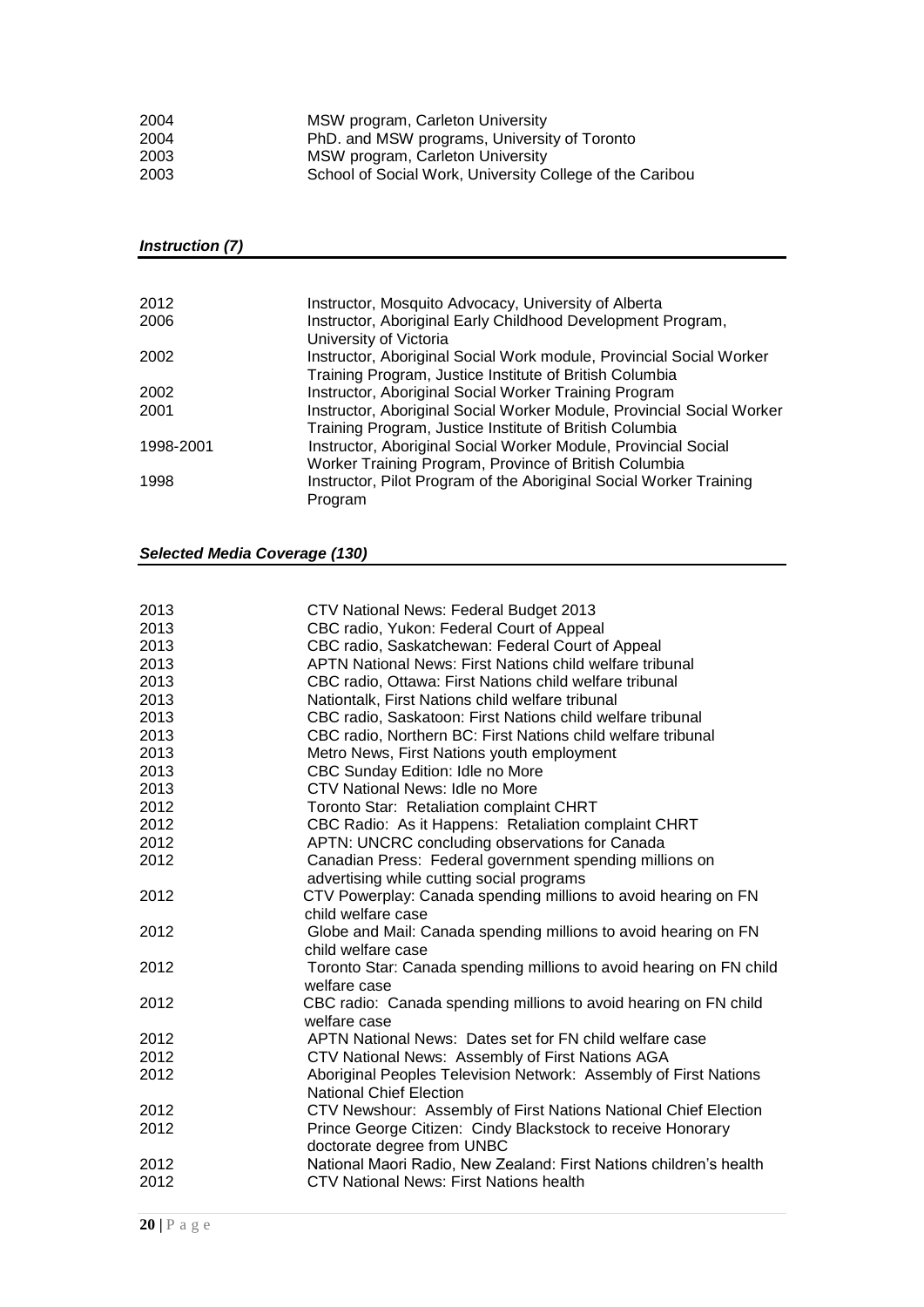| | |
|---|---|
| 2004 | MSW program, Carleton University |
| 2004 | PhD. and MSW programs, University of Toronto |
| 2003 | MSW program, Carleton University |
| 2003 | School of Social Work, University College of the Caribou |

### ***Instruction (7)***

| | |
|---|---|
| 2012 | Instructor, Mosquito Advocacy, University of Alberta |
| 2006 | Instructor, Aboriginal Early Childhood Development Program, University of Victoria |
| 2002 | Instructor, Aboriginal Social Work module, Provincial Social Worker Training Program, Justice Institute of British Columbia |
| 2002 | Instructor, Aboriginal Social Worker Training Program |
| 2001 | Instructor, Aboriginal Social Worker Module, Provincial Social Worker Training Program, Justice Institute of British Columbia |
| 1998-2001 | Instructor, Aboriginal Social Worker Module, Provincial Social Worker Training Program, Province of British Columbia |
| 1998 | Instructor, Pilot Program of the Aboriginal Social Worker Training Program |

### ***Selected Media Coverage (130)***

| | |
|---|---|
| 2013 | CTV National News: Federal Budget 2013 |
| 2013 | CBC radio, Yukon: Federal Court of Appeal |
| 2013 | CBC radio, Saskatchewan: Federal Court of Appeal |
| 2013 | APTN National News: First Nations child welfare tribunal |
| 2013 | CBC radio, Ottawa: First Nations child welfare tribunal |
| 2013 | Nationtalk, First Nations child welfare tribunal |
| 2013 | CBC radio, Saskatoon: First Nations child welfare tribunal |
| 2013 | CBC radio, Northern BC: First Nations child welfare tribunal |
| 2013 | Metro News, First Nations youth employment |
| 2013 | CBC Sunday Edition: Idle no More |
| 2013 | CTV National News: Idle no More |
| 2012 | Toronto Star: Retaliation complaint CHRT |
| 2012 | CBC Radio: As it Happens: Retaliation complaint CHRT |
| 2012 | APTN: UNCRC concluding observations for Canada |
| 2012 | Canadian Press: Federal government spending millions on advertising while cutting social programs |
| 2012 | CTV Powerplay: Canada spending millions to avoid hearing on FN child welfare case |
| 2012 | Globe and Mail: Canada spending millions to avoid hearing on FN child welfare case |
| 2012 | Toronto Star: Canada spending millions to avoid hearing on FN child welfare case |
| 2012 | CBC radio: Canada spending millions to avoid hearing on FN child welfare case |
| 2012 | APTN National News: Dates set for FN child welfare case |
| 2012 | CTV National News: Assembly of First Nations AGA |
| 2012 | Aboriginal Peoples Television Network: Assembly of First Nations National Chief Election |
| 2012 | CTV Newshour: Assembly of First Nations National Chief Election |
| 2012 | Prince George Citizen: Cindy Blackstock to receive Honorary doctorate degree from UNBC |
| 2012 | National Maori Radio, New Zealand: First Nations children's health |
| 2012 | CTV National News: First Nations health |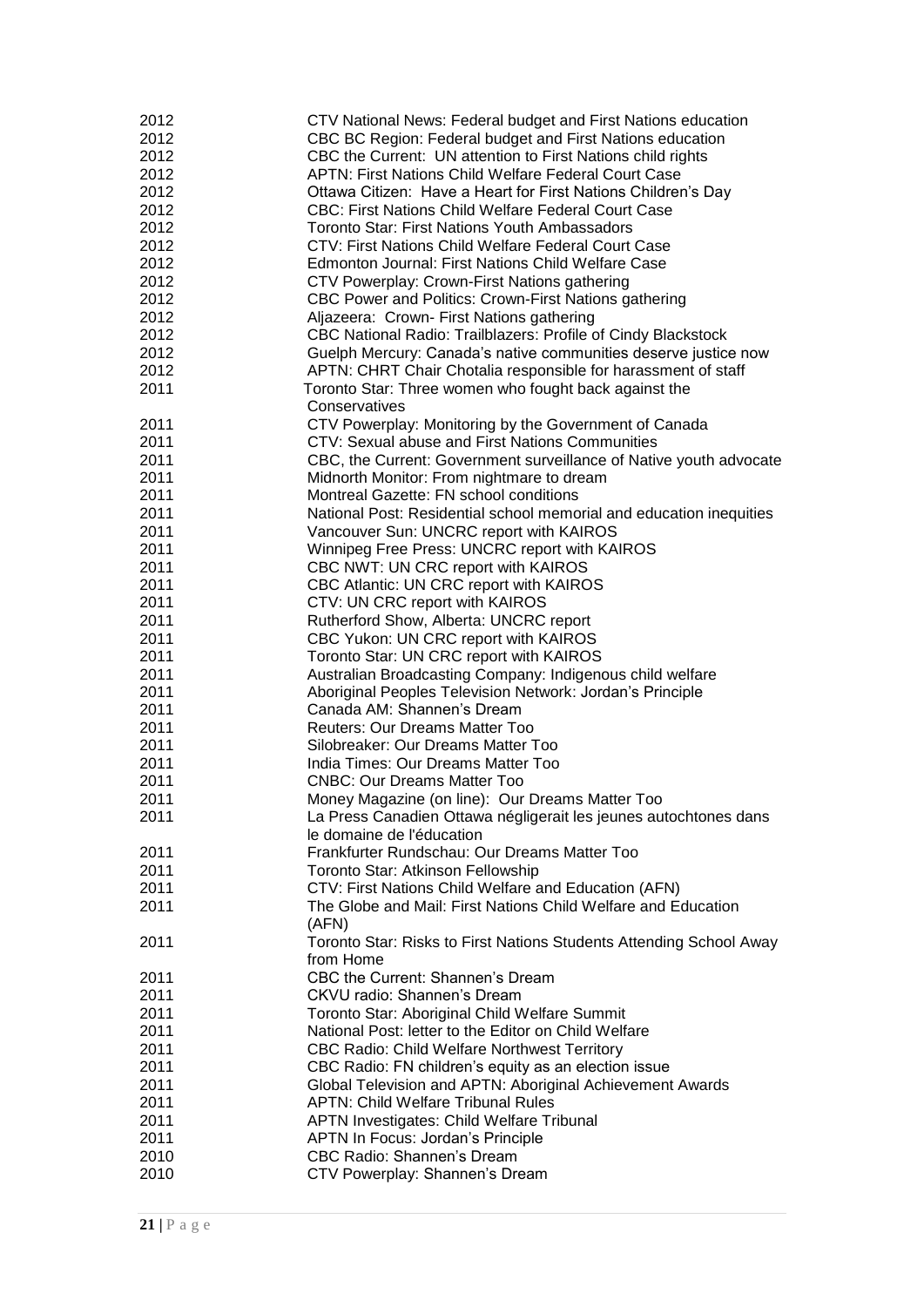| | |
|---|---|
| 2012 | CTV National News: Federal budget and First Nations education |
| 2012 | CBC BC Region: Federal budget and First Nations education |
| 2012 | CBC the Current: UN attention to First Nations child rights |
| 2012 | APTN: First Nations Child Welfare Federal Court Case |
| 2012 | Ottawa Citizen: Have a Heart for First Nations Children's Day |
| 2012 | CBC: First Nations Child Welfare Federal Court Case |
| 2012 | Toronto Star: First Nations Youth Ambassadors |
| 2012 | CTV: First Nations Child Welfare Federal Court Case |
| 2012 | Edmonton Journal: First Nations Child Welfare Case |
| 2012 | CTV Powerplay: Crown-First Nations gathering |
| 2012 | CBC Power and Politics: Crown-First Nations gathering |
| 2012 | Aljazeera: Crown- First Nations gathering |
| 2012 | CBC National Radio: Trailblazers: Profile of Cindy Blackstock |
| 2012 | Guelph Mercury: Canada's native communities deserve justice now |
| 2012 | APTN: CHRT Chair Chotalia responsible for harassment of staff |
| 2011 | Toronto Star: Three women who fought back against the Conservatives |
| 2011 | CTV Powerplay: Monitoring by the Government of Canada |
| 2011 | CTV: Sexual abuse and First Nations Communities |
| 2011 | CBC, the Current: Government surveillance of Native youth advocate |
| 2011 | Midnorth Monitor: From nightmare to dream |
| 2011 | Montreal Gazette: FN school conditions |
| 2011 | National Post: Residential school memorial and education inequities |
| 2011 | Vancouver Sun: UNCRC report with KAIROS |
| 2011 | Winnipeg Free Press: UNCRC report with KAIROS |
| 2011 | CBC NWT: UN CRC report with KAIROS |
| 2011 | CBC Atlantic: UN CRC report with KAIROS |
| 2011 | CTV: UN CRC report with KAIROS |
| 2011 | Rutherford Show, Alberta: UNCRC report |
| 2011 | CBC Yukon: UN CRC report with KAIROS |
| 2011 | Toronto Star: UN CRC report with KAIROS |
| 2011 | Australian Broadcasting Company: Indigenous child welfare |
| 2011 | Aboriginal Peoples Television Network: Jordan's Principle |
| 2011 | Canada AM: Shannen's Dream |
| 2011 | Reuters: Our Dreams Matter Too |
| 2011 | Silobreaker: Our Dreams Matter Too |
| 2011 | India Times: Our Dreams Matter Too |
| 2011 | CNBC: Our Dreams Matter Too |
| 2011 | Money Magazine (on line): Our Dreams Matter Too |
| 2011 | La Press Canadien Ottawa négligerait les jeunes autochtones dans le domaine de l'éducation |
| 2011 | Frankfurter Rundschau: Our Dreams Matter Too |
| 2011 | Toronto Star: Atkinson Fellowship |
| 2011 | CTV: First Nations Child Welfare and Education (AFN) |
| 2011 | The Globe and Mail: First Nations Child Welfare and Education (AFN) |
| 2011 | Toronto Star: Risks to First Nations Students Attending School Away from Home |
| 2011 | CBC the Current: Shannen's Dream |
| 2011 | CKVU radio: Shannen's Dream |
| 2011 | Toronto Star: Aboriginal Child Welfare Summit |
| 2011 | National Post: letter to the Editor on Child Welfare |
| 2011 | CBC Radio: Child Welfare Northwest Territory |
| 2011 | CBC Radio: FN children's equity as an election issue |
| 2011 | Global Television and APTN: Aboriginal Achievement Awards |
| 2011 | APTN: Child Welfare Tribunal Rules |
| 2011 | APTN Investigates: Child Welfare Tribunal |
| 2011 | APTN In Focus: Jordan's Principle |
| 2010 | CBC Radio: Shannen's Dream |
| 2010 | CTV Powerplay: Shannen's Dream |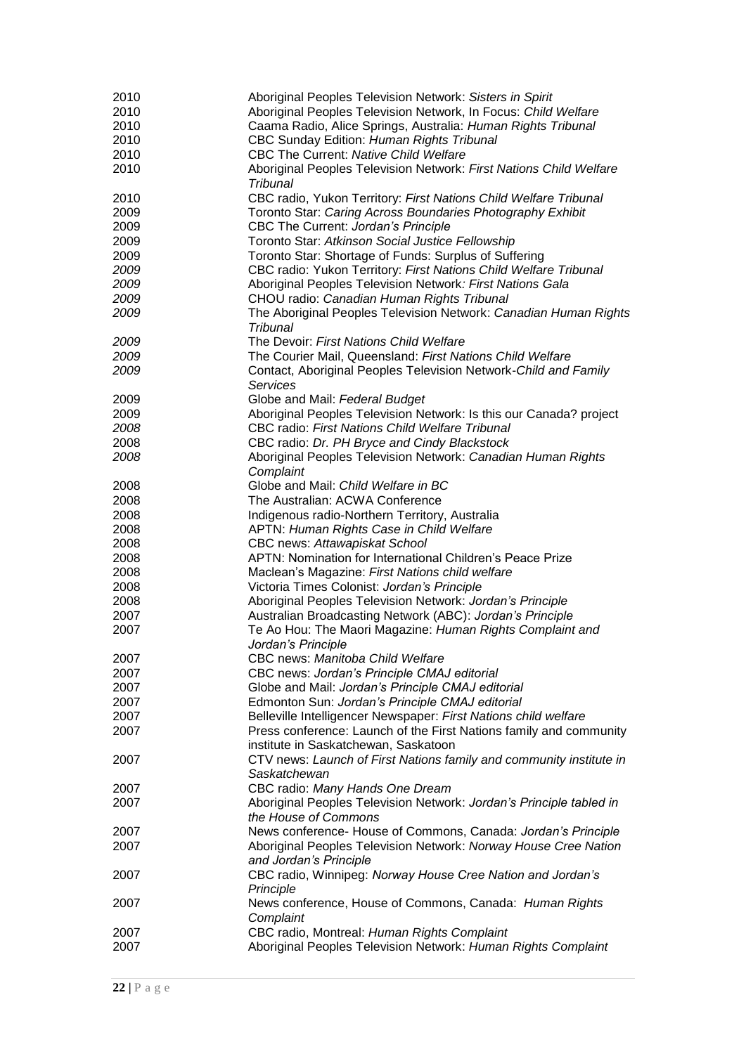| | |
|---|---|
| 2010 | Aboriginal Peoples Television Network: *Sisters in Spirit* |
| 2010 | Aboriginal Peoples Television Network, In Focus: *Child Welfare* |
| 2010 | Caama Radio, Alice Springs, Australia: *Human Rights Tribunal* |
| 2010 | CBC Sunday Edition: *Human Rights Tribunal* |
| 2010 | CBC The Current: *Native Child Welfare* |
| 2010 | Aboriginal Peoples Television Network: *First Nations Child Welfare Tribunal* |
| 2010 | CBC radio, Yukon Territory: *First Nations Child Welfare Tribunal* |
| 2009 | Toronto Star: *Caring Across Boundaries Photography Exhibit* |
| 2009 | CBC The Current: *Jordan's Principle* |
| 2009 | Toronto Star: *Atkinson Social Justice Fellowship* |
| 2009 | Toronto Star: Shortage of Funds: Surplus of Suffering |
| *2009* | CBC radio: Yukon Territory: *First Nations Child Welfare Tribunal* |
| *2009* | Aboriginal Peoples Television Network*: First Nations Gala* |
| *2009* | CHOU radio: *Canadian Human Rights Tribunal* |
| *2009* | The Aboriginal Peoples Television Network: *Canadian Human Rights Tribunal* |
| *2009* | The Devoir: *First Nations Child Welfare* |
| *2009* | The Courier Mail, Queensland: *First Nations Child Welfare* |
| *2009* | Contact, Aboriginal Peoples Television Network-*Child and Family Services* |
| 2009 | Globe and Mail: *Federal Budget* |
| 2009 | Aboriginal Peoples Television Network: Is this our Canada? project |
| *2008* | CBC radio: *First Nations Child Welfare Tribunal* |
| 2008 | CBC radio: *Dr. PH Bryce and Cindy Blackstock* |
| *2008* | Aboriginal Peoples Television Network: *Canadian Human Rights Complaint* |
| 2008 | Globe and Mail: *Child Welfare in BC* |
| 2008 | The Australian: ACWA Conference |
| 2008 | Indigenous radio-Northern Territory, Australia |
| 2008 | APTN: *Human Rights Case in Child Welfare* |
| 2008 | CBC news: *Attawapiskat School* |
| 2008 | APTN: Nomination for International Children's Peace Prize |
| 2008 | Maclean's Magazine: *First Nations child welfare* |
| 2008 | Victoria Times Colonist: *Jordan's Principle* |
| 2008 | Aboriginal Peoples Television Network: *Jordan's Principle* |
| 2007 | Australian Broadcasting Network (ABC): *Jordan's Principle* |
| 2007 | Te Ao Hou: The Maori Magazine: *Human Rights Complaint and Jordan's Principle* |
| 2007 | CBC news: *Manitoba Child Welfare* |
| 2007 | CBC news: *Jordan's Principle CMAJ editorial* |
| 2007 | Globe and Mail: *Jordan's Principle CMAJ editorial* |
| 2007 | Edmonton Sun: *Jordan's Principle CMAJ editorial* |
| 2007 | Belleville Intelligencer Newspaper: *First Nations child welfare* |
| 2007 | Press conference: Launch of the First Nations family and community institute in Saskatchewan, Saskatoon |
| 2007 | CTV news: *Launch of First Nations family and community institute in Saskatchewan* |
| 2007 | CBC radio: *Many Hands One Dream* |
| 2007 | Aboriginal Peoples Television Network: *Jordan's Principle tabled in the House of Commons* |
| 2007 | News conference- House of Commons, Canada: *Jordan's Principle* |
| 2007 | Aboriginal Peoples Television Network: *Norway House Cree Nation and Jordan's Principle* |
| 2007 | CBC radio, Winnipeg: *Norway House Cree Nation and Jordan's Principle* |
| 2007 | News conference, House of Commons, Canada: *Human Rights Complaint* |
| 2007 | CBC radio, Montreal: *Human Rights Complaint* |
| 2007 | Aboriginal Peoples Television Network: *Human Rights Complaint* |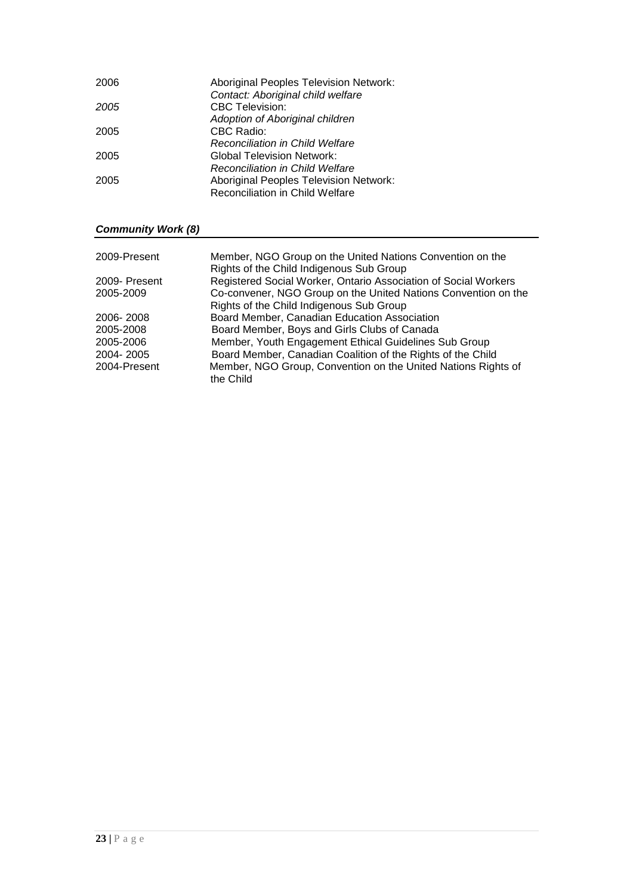| | |
|---|---|
| 2006 | Aboriginal Peoples Television Network: *Contact: Aboriginal child welfare* |
| *2005* | CBC Television: *Adoption of Aboriginal children* |
| 2005 | CBC Radio: *Reconciliation in Child Welfare* |
| 2005 | Global Television Network: *Reconciliation in Child Welfare* |
| 2005 | Aboriginal Peoples Television Network: Reconciliation in Child Welfare |

***Community Work (8)***

| | |
|---|---|
| 2009-Present | Member, NGO Group on the United Nations Convention on the Rights of the Child Indigenous Sub Group |
| 2009- Present | Registered Social Worker, Ontario Association of Social Workers |
| 2005-2009 | Co-convener, NGO Group on the United Nations Convention on the Rights of the Child Indigenous Sub Group |
| 2006- 2008 | Board Member, Canadian Education Association |
| 2005-2008 | Board Member, Boys and Girls Clubs of Canada |
| 2005-2006 | Member, Youth Engagement Ethical Guidelines Sub Group |
| 2004- 2005 | Board Member, Canadian Coalition of the Rights of the Child |
| 2004-Present | Member, NGO Group, Convention on the United Nations Rights of the Child |